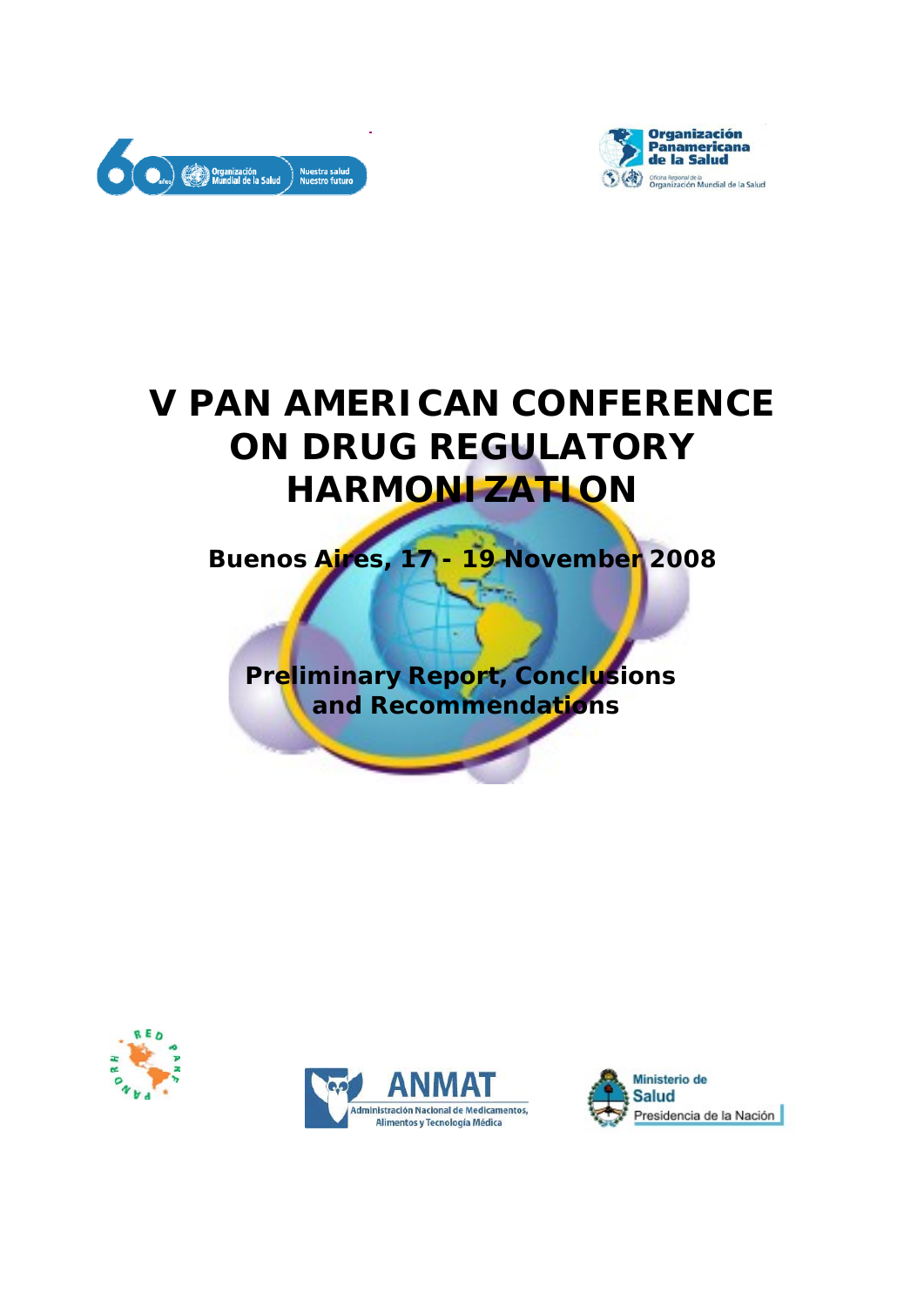# V PAN AMERICAN CONFERENCE ON DRUG REGULATORY HARMONIZATION

**Buenos Aires, 17 - 19 November 2008**

**Preliminary Report, Conclusions and Recommendations**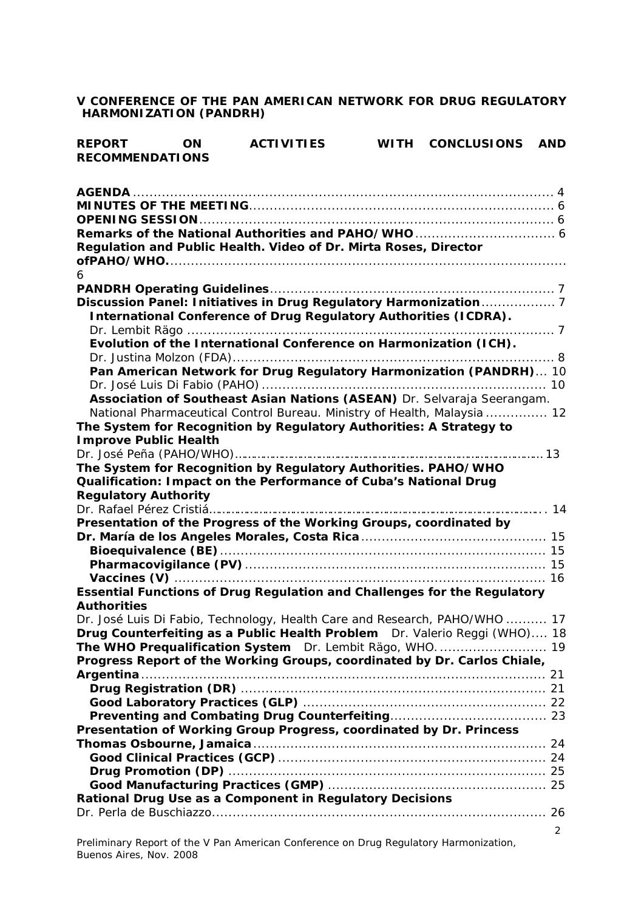**V CONFERENCE OF THE PAN AMERICAN NETWORK FOR DRUG REGULATORY HARMONIZATION (PANDRH)**

**REPORT ON ACTIVITIES WITH CONCLUSIONS AND RECOMMENDATIONS**

**AGENDA** .......... 4
**MINUTES OF THE MEETING** .......... 6
**OPENING SESSION** .......... 6
**Remarks of the National Authorities and PAHO/WHO** .......... 6
**Regulation and Public Health. Video of Dr. Mirta Roses, Director ofPAHO/WHO.** .......... 6
**PANDRH Operating Guidelines** .......... 7
**Discussion Panel: Initiatives in Drug Regulatory Harmonization** .......... 7
- **International Conference of Drug Regulatory Authorities (ICDRA).** Dr. Lembit Rägo .......... 7
- **Evolution of the International Conference on Harmonization (ICH).** Dr. Justina Molzon (FDA) .......... 8
- **Pan American Network for Drug Regulatory Harmonization (PANDRH)** .......... 10
  Dr. José Luis Di Fabio (PAHO) .......... 10
- **Association of Southeast Asian Nations (ASEAN)** Dr. Selvaraja Seerangam. National Pharmaceutical Control Bureau. Ministry of Health, Malaysia .......... 12

**The System for Recognition by Regulatory Authorities: A Strategy to Improve Public Health**
Dr. José Peña (PAHO/WHO) .......... 13
**The System for Recognition by Regulatory Authorities. PAHO/WHO Qualification: Impact on the Performance of Cuba's National Drug Regulatory Authority**
Dr. Rafael Pérez Cristiá .......... 14
**Presentation of the Progress of the Working Groups, coordinated by Dr. María de los Angeles Morales, Costa Rica** .......... 15
- **Bioequivalence (BE)** .......... 15
- **Pharmacovigilance (PV)** .......... 15
- **Vaccines (V)** .......... 16

**Essential Functions of Drug Regulation and Challenges for the Regulatory Authorities**
Dr. José Luis Di Fabio, Technology, Health Care and Research, PAHO/WHO .......... 17
**Drug Counterfeiting as a Public Health Problem** Dr. Valerio Reggi (WHO) .......... 18
**The WHO Prequalification System** Dr. Lembit Rägo, WHO. .......... 19
**Progress Report of the Working Groups, coordinated by Dr. Carlos Chiale, Argentina** .......... 21
- **Drug Registration (DR)** .......... 21
- **Good Laboratory Practices (GLP)** .......... 22
- **Preventing and Combating Drug Counterfeiting** .......... 23

**Presentation of Working Group Progress, coordinated by Dr. Princess Thomas Osbourne, Jamaica** .......... 24
- **Good Clinical Practices (GCP)** .......... 24
- **Drug Promotion (DP)** .......... 25
- **Good Manufacturing Practices (GMP)** .......... 25

**Rational Drug Use as a Component in Regulatory Decisions**
Dr. Perla de Buschiazzo .......... 26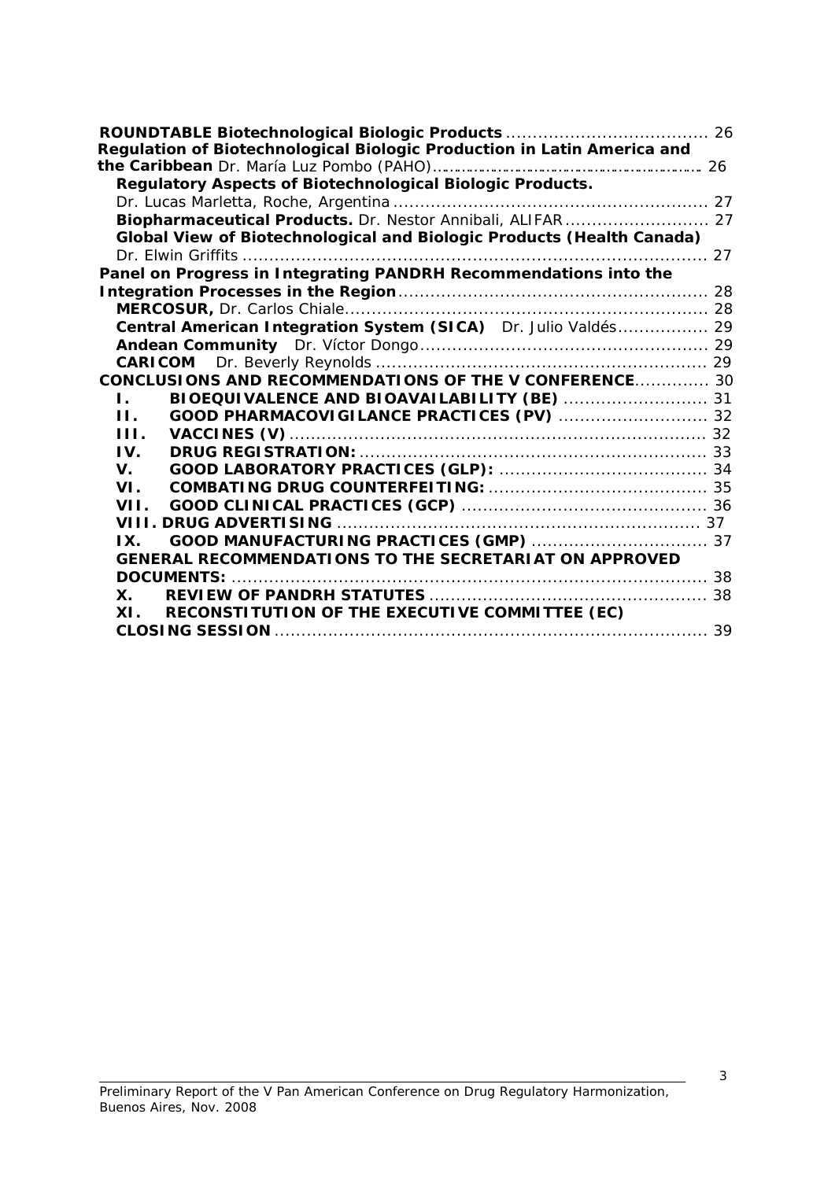**ROUNDTABLE Biotechnological Biologic Products** ...................................... 26

**Regulation of Biotechnological Biologic Production in Latin America and the Caribbean** Dr. María Luz Pombo (PAHO)................................................................ 26

**Regulatory Aspects of Biotechnological Biologic Products.** Dr. Lucas Marletta, Roche, Argentina ........................................................... 27

**Biopharmaceutical Products.** Dr. Nestor Annibali, ALIFAR........................... 27

**Global View of Biotechnological and Biologic Products (Health Canada)** Dr. Elwin Griffits ....................................................................................... 27

**Panel on Progress in Integrating PANDRH Recommendations into the Integration Processes in the Region**.......................................................... 28

**MERCOSUR,** Dr. Carlos Chiale.................................................................... 28

**Central American Integration System (SICA)** Dr. Julio Valdés................. 29

**Andean Community** Dr. Víctor Dongo...................................................... 29

**CARICOM** Dr. Beverly Reynolds ............................................................. 29

**CONCLUSIONS AND RECOMMENDATIONS OF THE V CONFERENCE**.............. 30

**I. BIOEQUIVALENCE AND BIOAVAILABILITY (BE)** ........................... 31

**II. GOOD PHARMACOVIGILANCE PRACTICES (PV)** ............................ 32

**III. VACCINES (V)** .............................................................................. 32

**IV. DRUG REGISTRATION:** ................................................................. 33

**V. GOOD LABORATORY PRACTICES (GLP):** ....................................... 34

**VI. COMBATING DRUG COUNTERFEITING:** ......................................... 35

**VII. GOOD CLINICAL PRACTICES (GCP)** .............................................. 36

**VIII. DRUG ADVERTISING** .................................................................... 37

**IX. GOOD MANUFACTURING PRACTICES (GMP)** ................................. 37

**GENERAL RECOMMENDATIONS TO THE SECRETARIAT ON APPROVED DOCUMENTS:** ............................................................................................ 38

**X. REVIEW OF PANDRH STATUTES** .................................................... 38

**XI. RECONSTITUTION OF THE EXECUTIVE COMMITTEE (EC)**

**CLOSING SESSION** ................................................................................. 39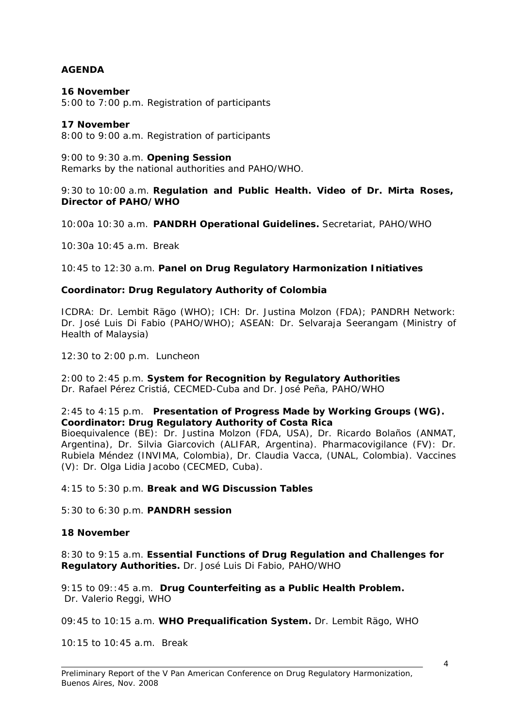**AGENDA**

**16 November**
5:00 to 7:00 p.m. Registration of participants

**17 November**
8:00 to 9:00 a.m. Registration of participants

9:00 to 9:30 a.m. **Opening Session**
Remarks by the national authorities and PAHO/WHO.

9:30 to 10:00 a.m. **Regulation and Public Health. Video of Dr. Mirta Roses, Director of PAHO/WHO**

10:00a 10:30 a.m. **PANDRH Operational Guidelines.** Secretariat, PAHO/WHO

10:30a 10:45 a.m. Break

10:45 to 12:30 a.m. **Panel on Drug Regulatory Harmonization Initiatives**

**Coordinator: Drug Regulatory Authority of Colombia**

ICDRA: Dr. Lembit Rägo (WHO); ICH: Dr. Justina Molzon (FDA); PANDRH Network: Dr. José Luis Di Fabio (PAHO/WHO); ASEAN: Dr. Selvaraja Seerangam (Ministry of Health of Malaysia)

12:30 to 2:00 p.m. Luncheon

2:00 to 2:45 p.m. **System for Recognition by Regulatory Authorities**
Dr. Rafael Pérez Cristiá, CECMED-Cuba and Dr. José Peña, PAHO/WHO

2:45 to 4:15 p.m. **Presentation of Progress Made by Working Groups (WG).**
**Coordinator: Drug Regulatory Authority of Costa Rica**
Bioequivalence (BE): Dr. Justina Molzon (FDA, USA), Dr. Ricardo Bolaños (ANMAT, Argentina), Dr. Silvia Giarcovich (ALIFAR, Argentina). Pharmacovigilance (FV): Dr. Rubiela Méndez (INVIMA, Colombia), Dr. Claudia Vacca, (UNAL, Colombia). Vaccines (V): Dr. Olga Lidia Jacobo (CECMED, Cuba).

4:15 to 5:30 p.m. **Break and WG Discussion Tables**

5:30 to 6:30 p.m. **PANDRH session**

**18 November**

8:30 to 9:15 a.m. **Essential Functions of Drug Regulation and Challenges for Regulatory Authorities.** Dr. José Luis Di Fabio, PAHO/WHO

9:15 to 09::45 a.m. **Drug Counterfeiting as a Public Health Problem.**
Dr. Valerio Reggi, WHO

09:45 to 10:15 a.m. **WHO Prequalification System.** Dr. Lembit Rägo, WHO

10:15 to 10:45 a.m. Break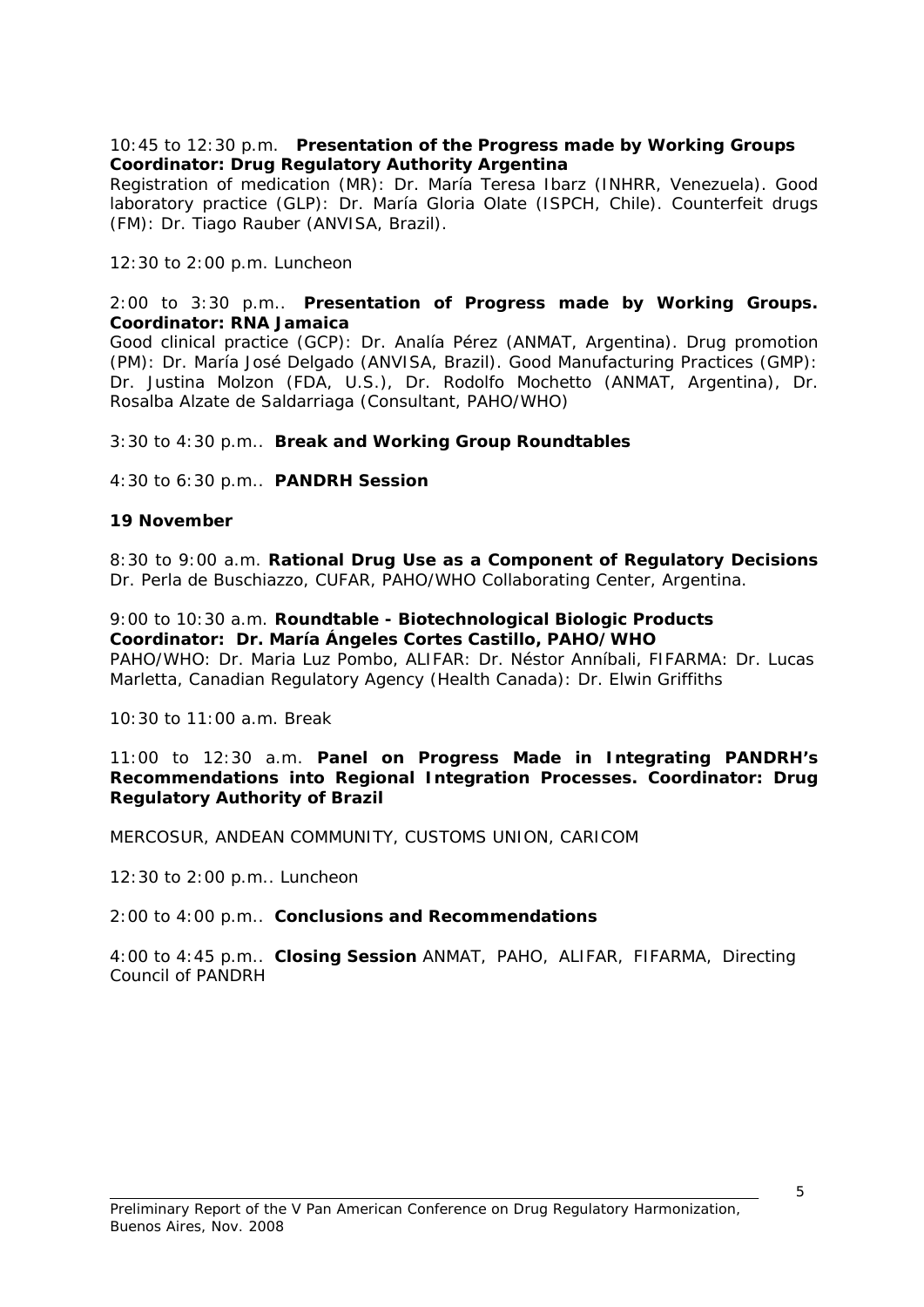10:45 to 12:30 p.m. **Presentation of the Progress made by Working Groups**
**Coordinator: Drug Regulatory Authority Argentina**
Registration of medication (MR): Dr. María Teresa Ibarz (INHRR, Venezuela). Good laboratory practice (GLP): Dr. María Gloria Olate (ISPCH, Chile). Counterfeit drugs (FM): Dr. Tiago Rauber (ANVISA, Brazil).

12:30 to 2:00 p.m. Luncheon

2:00 to 3:30 p.m.. **Presentation of Progress made by Working Groups. Coordinator: RNA Jamaica**
Good clinical practice (GCP): Dr. Analía Pérez (ANMAT, Argentina). Drug promotion (PM): Dr. María José Delgado (ANVISA, Brazil). Good Manufacturing Practices (GMP): Dr. Justina Molzon (FDA, U.S.), Dr. Rodolfo Mochetto (ANMAT, Argentina), Dr. Rosalba Alzate de Saldarriaga (Consultant, PAHO/WHO)

3:30 to 4:30 p.m.. **Break and Working Group Roundtables**

4:30 to 6:30 p.m.. **PANDRH Session**

**19 November**

8:30 to 9:00 a.m. **Rational Drug Use as a Component of Regulatory Decisions**
Dr. Perla de Buschiazzo, CUFAR, PAHO/WHO Collaborating Center, Argentina.

9:00 to 10:30 a.m. **Roundtable - Biotechnological Biologic Products**
**Coordinator: Dr. María Ángeles Cortes Castillo, PAHO/WHO**
PAHO/WHO: Dr. Maria Luz Pombo, ALIFAR: Dr. Néstor Annibali, FIFARMA: Dr. Lucas Marletta, Canadian Regulatory Agency (Health Canada): Dr. Elwin Griffiths

10:30 to 11:00 a.m. Break

11:00 to 12:30 a.m. **Panel on Progress Made in Integrating PANDRH's Recommendations into Regional Integration Processes. Coordinator: Drug Regulatory Authority of Brazil**

MERCOSUR, ANDEAN COMMUNITY, CUSTOMS UNION, CARICOM

12:30 to 2:00 p.m.. Luncheon

2:00 to 4:00 p.m.. **Conclusions and Recommendations**

4:00 to 4:45 p.m.. **Closing Session** ANMAT, PAHO, ALIFAR, FIFARMA, Directing Council of PANDRH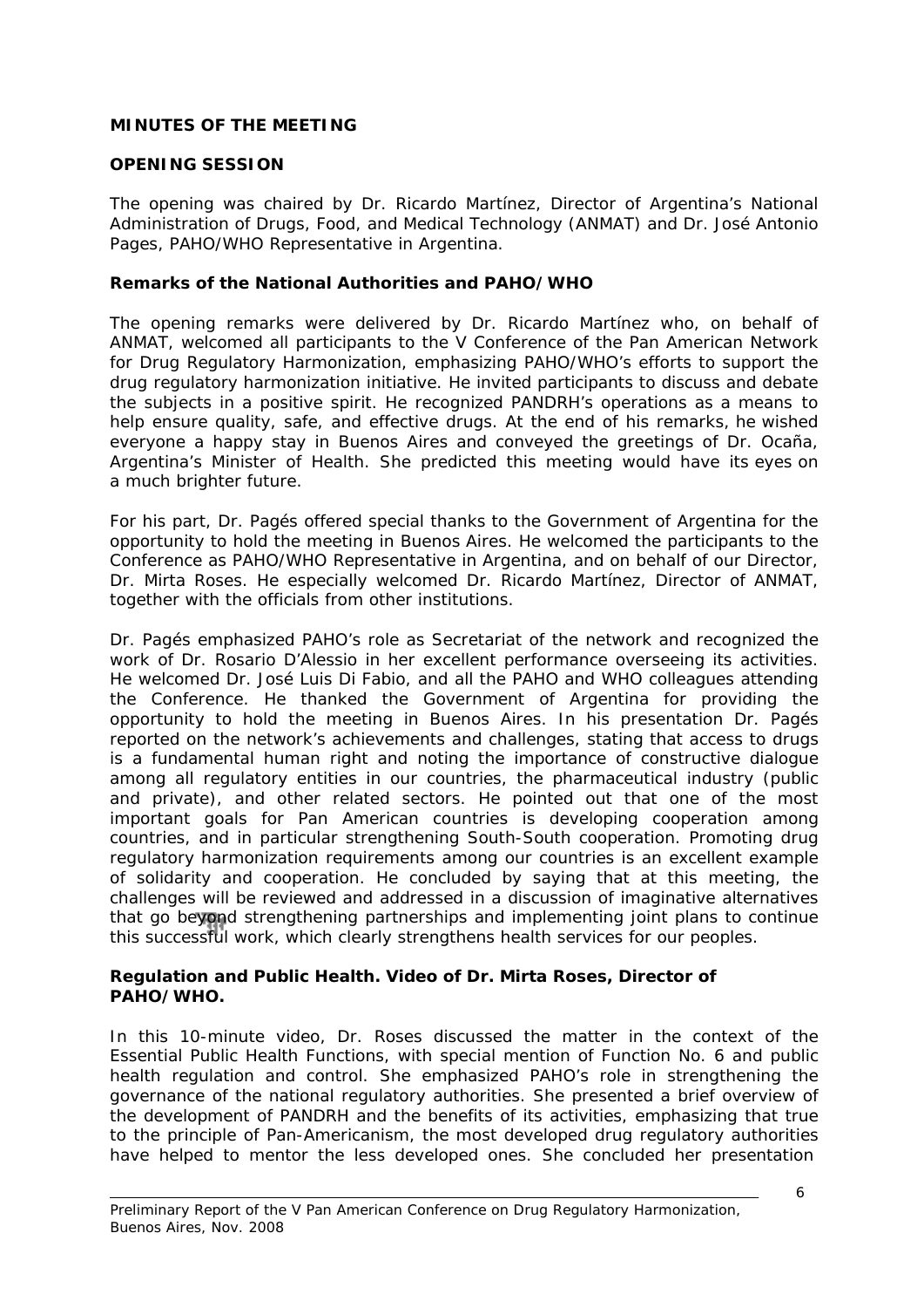**MINUTES OF THE MEETING**

**OPENING SESSION**

The opening was chaired by Dr. Ricardo Martínez, Director of Argentina's National Administration of Drugs, Food, and Medical Technology (ANMAT) and Dr. José Antonio Pages, PAHO/WHO Representative in Argentina.

**Remarks of the National Authorities and PAHO/WHO**

The opening remarks were delivered by Dr. Ricardo Martínez who, on behalf of ANMAT, welcomed all participants to the V Conference of the Pan American Network for Drug Regulatory Harmonization, emphasizing PAHO/WHO's efforts to support the drug regulatory harmonization initiative. He invited participants to discuss and debate the subjects in a positive spirit. He recognized PANDRH's operations as a means to help ensure quality, safe, and effective drugs. At the end of his remarks, he wished everyone a happy stay in Buenos Aires and conveyed the greetings of Dr. Ocaña, Argentina's Minister of Health. She predicted this meeting would have its eyes on a much brighter future.

For his part, Dr. Pagés offered special thanks to the Government of Argentina for the opportunity to hold the meeting in Buenos Aires. He welcomed the participants to the Conference as PAHO/WHO Representative in Argentina, and on behalf of our Director, Dr. Mirta Roses. He especially welcomed Dr. Ricardo Martínez, Director of ANMAT, together with the officials from other institutions.

Dr. Pagés emphasized PAHO's role as Secretariat of the network and recognized the work of Dr. Rosario D'Alessio in her excellent performance overseeing its activities. He welcomed Dr. José Luis Di Fabio, and all the PAHO and WHO colleagues attending the Conference. He thanked the Government of Argentina for providing the opportunity to hold the meeting in Buenos Aires. In his presentation Dr. Pagés reported on the network's achievements and challenges, stating that access to drugs is a fundamental human right and noting the importance of constructive dialogue among all regulatory entities in our countries, the pharmaceutical industry (public and private), and other related sectors. He pointed out that one of the most important goals for Pan American countries is developing cooperation among countries, and in particular strengthening South-South cooperation. Promoting drug regulatory harmonization requirements among our countries is an excellent example of solidarity and cooperation. He concluded by saying that at this meeting, the challenges will be reviewed and addressed in a discussion of imaginative alternatives that go beyond strengthening partnerships and implementing joint plans to continue this successful work, which clearly strengthens health services for our peoples.

**Regulation and Public Health. Video of Dr. Mirta Roses, Director of PAHO/WHO.**

In this 10-minute video, Dr. Roses discussed the matter in the context of the Essential Public Health Functions, with special mention of Function No. 6 and public health regulation and control. She emphasized PAHO's role in strengthening the governance of the national regulatory authorities. She presented a brief overview of the development of PANDRH and the benefits of its activities, emphasizing that true to the principle of Pan-Americanism, the most developed drug regulatory authorities have helped to mentor the less developed ones. She concluded her presentation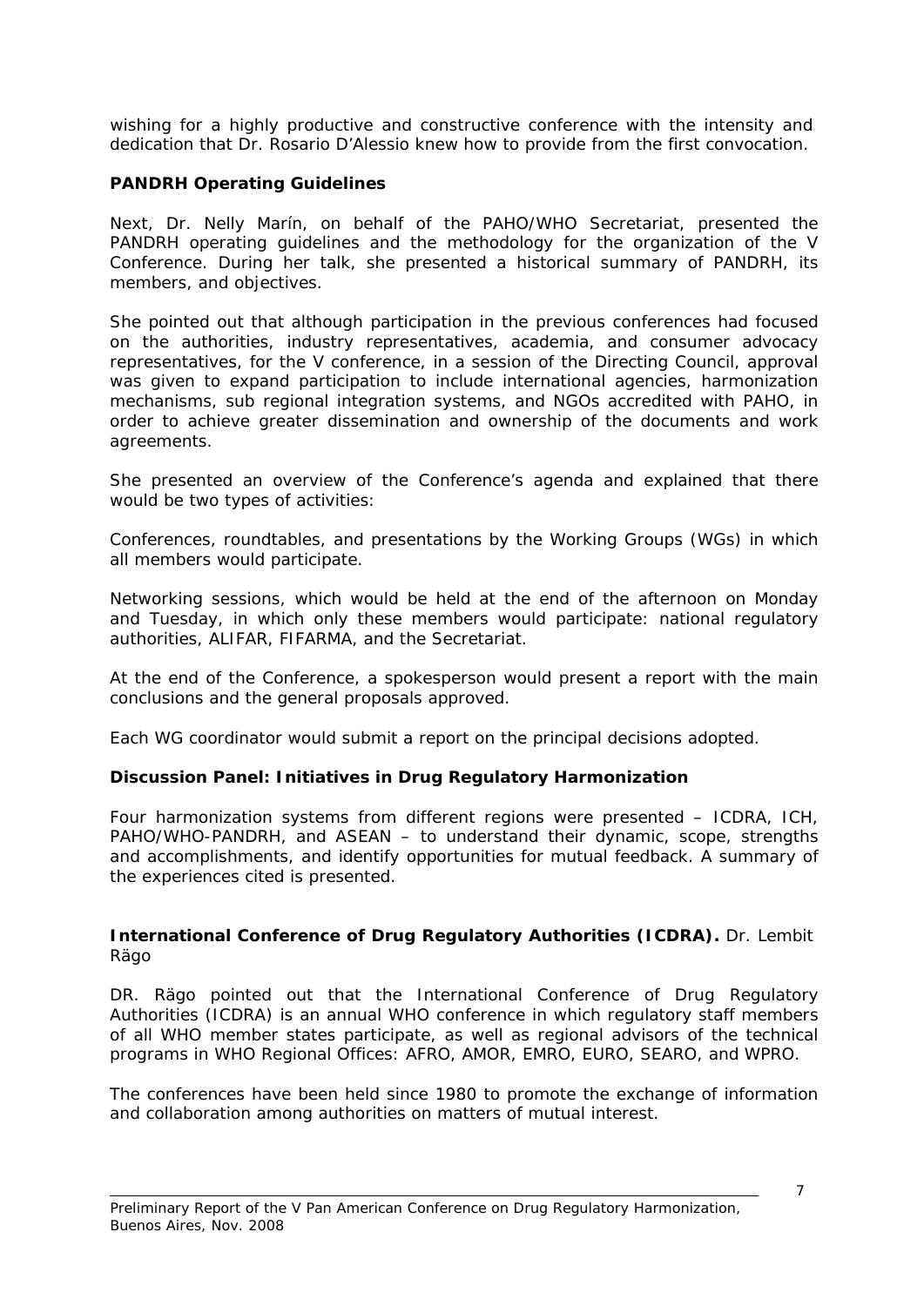wishing for a highly productive and constructive conference with the intensity and dedication that Dr. Rosario D'Alessio knew how to provide from the first convocation.

### PANDRH Operating Guidelines

Next, Dr. Nelly Marín, on behalf of the PAHO/WHO Secretariat, presented the PANDRH operating guidelines and the methodology for the organization of the V Conference. During her talk, she presented a historical summary of PANDRH, its members, and objectives.

She pointed out that although participation in the previous conferences had focused on the authorities, industry representatives, academia, and consumer advocacy representatives, for the V conference, in a session of the Directing Council, approval was given to expand participation to include international agencies, harmonization mechanisms, sub regional integration systems, and NGOs accredited with PAHO, in order to achieve greater dissemination and ownership of the documents and work agreements.

She presented an overview of the Conference's agenda and explained that there would be two types of activities:

Conferences, roundtables, and presentations by the Working Groups (WGs) in which all members would participate.

Networking sessions, which would be held at the end of the afternoon on Monday and Tuesday, in which only these members would participate: national regulatory authorities, ALIFAR, FIFARMA, and the Secretariat.

At the end of the Conference, a spokesperson would present a report with the main conclusions and the general proposals approved.

Each WG coordinator would submit a report on the principal decisions adopted.

### Discussion Panel: Initiatives in Drug Regulatory Harmonization

Four harmonization systems from different regions were presented – ICDRA, ICH, PAHO/WHO-PANDRH, and ASEAN – to understand their dynamic, scope, strengths and accomplishments, and identify opportunities for mutual feedback. A summary of the experiences cited is presented.

**International Conference of Drug Regulatory Authorities (ICDRA).** Dr. Lembit Rägo

DR. Rägo pointed out that the International Conference of Drug Regulatory Authorities (ICDRA) is an annual WHO conference in which regulatory staff members of all WHO member states participate, as well as regional advisors of the technical programs in WHO Regional Offices: AFRO, AMOR, EMRO, EURO, SEARO, and WPRO.

The conferences have been held since 1980 to promote the exchange of information and collaboration among authorities on matters of mutual interest.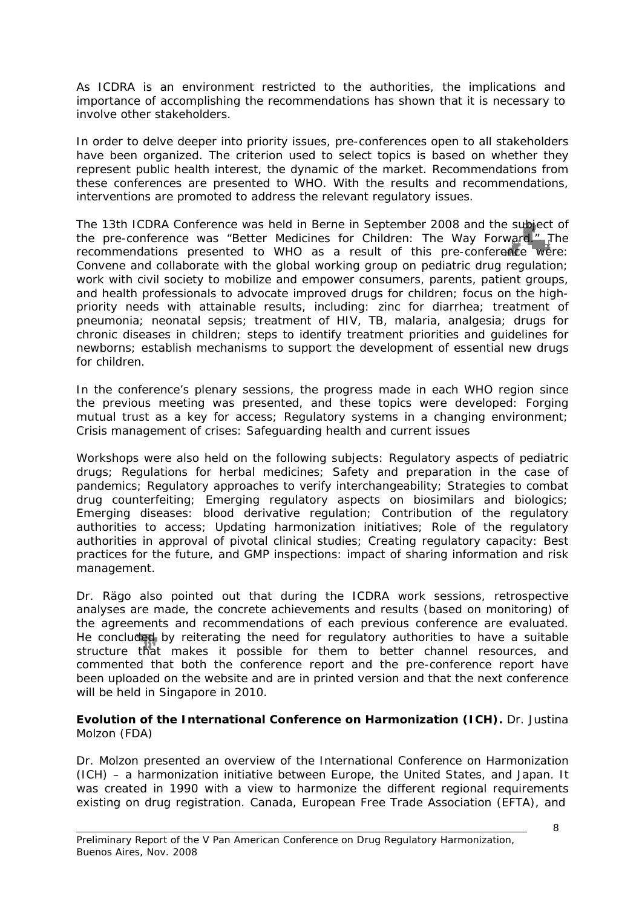As ICDRA is an environment restricted to the authorities, the implications and importance of accomplishing the recommendations has shown that it is necessary to involve other stakeholders.

In order to delve deeper into priority issues, pre-conferences open to all stakeholders have been organized. The criterion used to select topics is based on whether they represent public health interest, the dynamic of the market. Recommendations from these conferences are presented to WHO. With the results and recommendations, interventions are promoted to address the relevant regulatory issues.

The 13th ICDRA Conference was held in Berne in September 2008 and the subject of the pre-conference was "Better Medicines for Children: The Way Forward." The recommendations presented to WHO as a result of this pre-conference were: Convene and collaborate with the global working group on pediatric drug regulation; work with civil society to mobilize and empower consumers, parents, patient groups, and health professionals to advocate improved drugs for children; focus on the high-priority needs with attainable results, including: zinc for diarrhea; treatment of pneumonia; neonatal sepsis; treatment of HIV, TB, malaria, analgesia; drugs for chronic diseases in children; steps to identify treatment priorities and guidelines for newborns; establish mechanisms to support the development of essential new drugs for children.

In the conference's plenary sessions, the progress made in each WHO region since the previous meeting was presented, and these topics were developed: Forging mutual trust as a key for access; Regulatory systems in a changing environment; Crisis management of crises: Safeguarding health and current issues

Workshops were also held on the following subjects: Regulatory aspects of pediatric drugs; Regulations for herbal medicines; Safety and preparation in the case of pandemics; Regulatory approaches to verify interchangeability; Strategies to combat drug counterfeiting; Emerging regulatory aspects on biosimilars and biologics; Emerging diseases: blood derivative regulation; Contribution of the regulatory authorities to access; Updating harmonization initiatives; Role of the regulatory authorities in approval of pivotal clinical studies; Creating regulatory capacity: Best practices for the future, and GMP inspections: impact of sharing information and risk management.

Dr. Rägo also pointed out that during the ICDRA work sessions, retrospective analyses are made, the concrete achievements and results (based on monitoring) of the agreements and recommendations of each previous conference are evaluated. He concluded by reiterating the need for regulatory authorities to have a suitable structure that makes it possible for them to better channel resources, and commented that both the conference report and the pre-conference report have been uploaded on the website and are in printed version and that the next conference will be held in Singapore in 2010.

**Evolution of the International Conference on Harmonization (ICH).** Dr. Justina Molzon (FDA)

Dr. Molzon presented an overview of the International Conference on Harmonization (ICH) – a harmonization initiative between Europe, the United States, and Japan. It was created in 1990 with a view to harmonize the different regional requirements existing on drug registration. Canada, European Free Trade Association (EFTA), and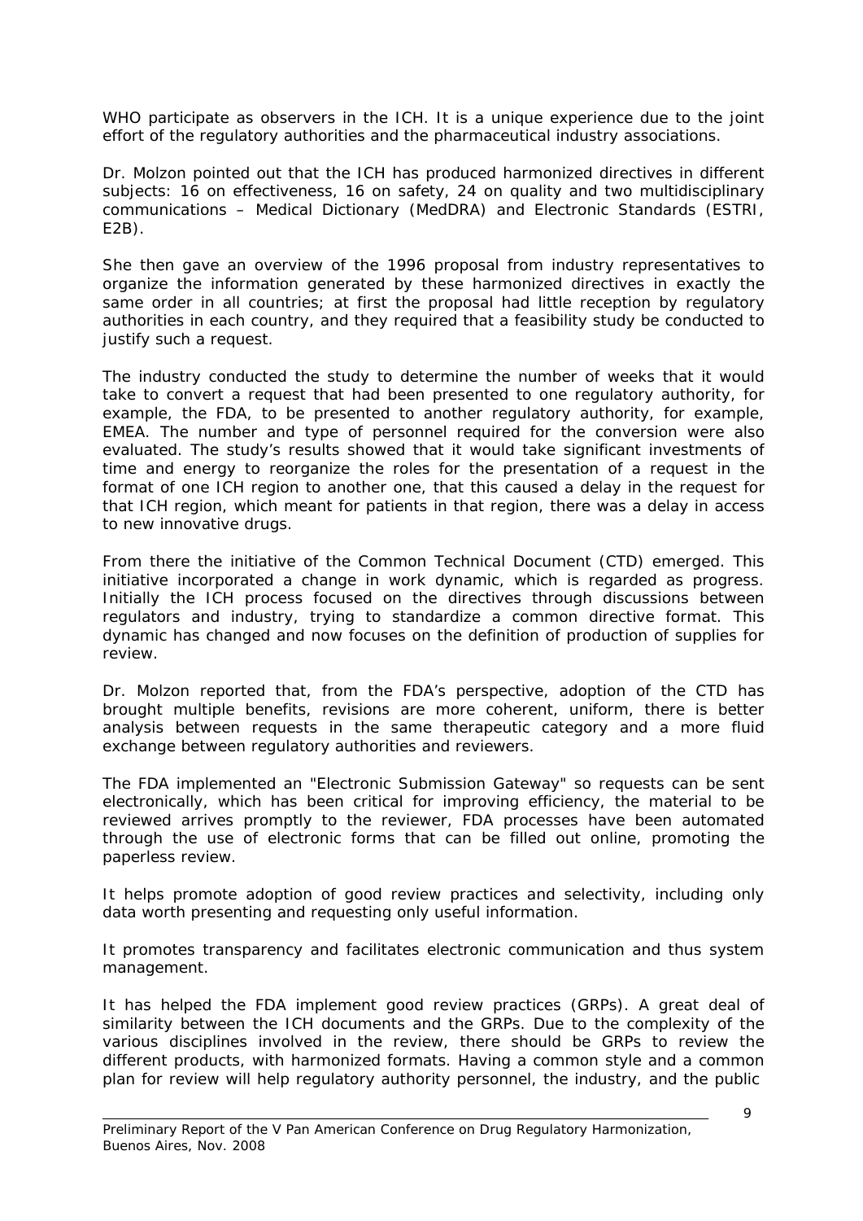WHO participate as observers in the ICH. It is a unique experience due to the joint effort of the regulatory authorities and the pharmaceutical industry associations.

Dr. Molzon pointed out that the ICH has produced harmonized directives in different subjects: 16 on effectiveness, 16 on safety, 24 on quality and two multidisciplinary communications – Medical Dictionary (MedDRA) and Electronic Standards (ESTRI, E2B).

She then gave an overview of the 1996 proposal from industry representatives to organize the information generated by these harmonized directives in exactly the same order in all countries; at first the proposal had little reception by regulatory authorities in each country, and they required that a feasibility study be conducted to justify such a request.

The industry conducted the study to determine the number of weeks that it would take to convert a request that had been presented to one regulatory authority, for example, the FDA, to be presented to another regulatory authority, for example, EMEA. The number and type of personnel required for the conversion were also evaluated. The study's results showed that it would take significant investments of time and energy to reorganize the roles for the presentation of a request in the format of one ICH region to another one, that this caused a delay in the request for that ICH region, which meant for patients in that region, there was a delay in access to new innovative drugs.

From there the initiative of the Common Technical Document (CTD) emerged. This initiative incorporated a change in work dynamic, which is regarded as progress. Initially the ICH process focused on the directives through discussions between regulators and industry, trying to standardize a common directive format. This dynamic has changed and now focuses on the definition of production of supplies for review.

Dr. Molzon reported that, from the FDA's perspective, adoption of the CTD has brought multiple benefits, revisions are more coherent, uniform, there is better analysis between requests in the same therapeutic category and a more fluid exchange between regulatory authorities and reviewers.

The FDA implemented an "Electronic Submission Gateway" so requests can be sent electronically, which has been critical for improving efficiency, the material to be reviewed arrives promptly to the reviewer, FDA processes have been automated through the use of electronic forms that can be filled out online, promoting the paperless review.

It helps promote adoption of good review practices and selectivity, including only data worth presenting and requesting only useful information.

It promotes transparency and facilitates electronic communication and thus system management.

It has helped the FDA implement good review practices (GRPs). A great deal of similarity between the ICH documents and the GRPs. Due to the complexity of the various disciplines involved in the review, there should be GRPs to review the different products, with harmonized formats. Having a common style and a common plan for review will help regulatory authority personnel, the industry, and the public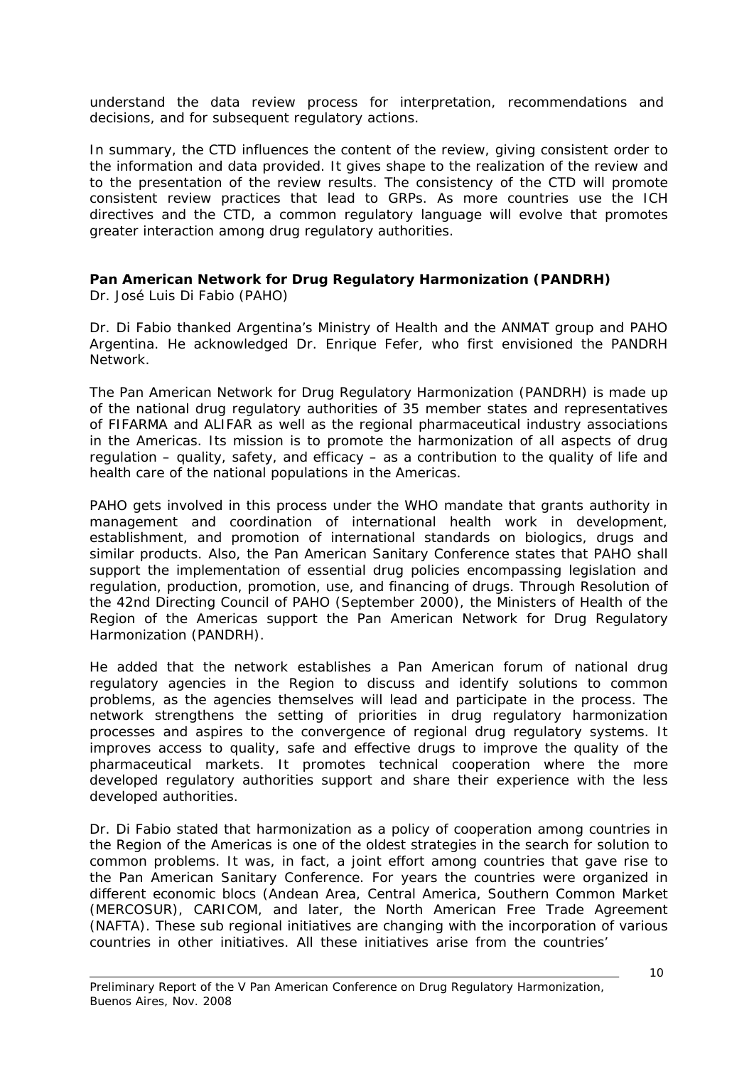understand the data review process for interpretation, recommendations and decisions, and for subsequent regulatory actions.

In summary, the CTD influences the content of the review, giving consistent order to the information and data provided. It gives shape to the realization of the review and to the presentation of the review results. The consistency of the CTD will promote consistent review practices that lead to GRPs. As more countries use the ICH directives and the CTD, a common regulatory language will evolve that promotes greater interaction among drug regulatory authorities.

### Pan American Network for Drug Regulatory Harmonization (PANDRH)

*Dr. José Luis Di Fabio (PAHO)*

Dr. Di Fabio thanked Argentina's Ministry of Health and the ANMAT group and PAHO Argentina. He acknowledged Dr. Enrique Fefer, who first envisioned the PANDRH Network.

The Pan American Network for Drug Regulatory Harmonization (PANDRH) is made up of the national drug regulatory authorities of 35 member states and representatives of FIFARMA and ALIFAR as well as the regional pharmaceutical industry associations in the Americas. Its mission is to promote the harmonization of all aspects of drug regulation – quality, safety, and efficacy – as a contribution to the quality of life and health care of the national populations in the Americas.

PAHO gets involved in this process under the WHO mandate that grants authority in management and coordination of international health work in development, establishment, and promotion of international standards on biologics, drugs and similar products. Also, the Pan American Sanitary Conference states that PAHO shall support the implementation of essential drug policies encompassing legislation and regulation, production, promotion, use, and financing of drugs. Through Resolution of the 42nd Directing Council of PAHO (September 2000), the Ministers of Health of the Region of the Americas support the Pan American Network for Drug Regulatory Harmonization (PANDRH).

He added that the network establishes a Pan American forum of national drug regulatory agencies in the Region to discuss and identify solutions to common problems, as the agencies themselves will lead and participate in the process. The network strengthens the setting of priorities in drug regulatory harmonization processes and aspires to the convergence of regional drug regulatory systems. It improves access to quality, safe and effective drugs to improve the quality of the pharmaceutical markets. It promotes technical cooperation where the more developed regulatory authorities support and share their experience with the less developed authorities.

Dr. Di Fabio stated that harmonization as a policy of cooperation among countries in the Region of the Americas is one of the oldest strategies in the search for solution to common problems. It was, in fact, a joint effort among countries that gave rise to the Pan American Sanitary Conference. For years the countries were organized in different economic blocs (Andean Area, Central America, Southern Common Market (MERCOSUR), CARICOM, and later, the North American Free Trade Agreement (NAFTA). These sub regional initiatives are changing with the incorporation of various countries in other initiatives. All these initiatives arise from the countries'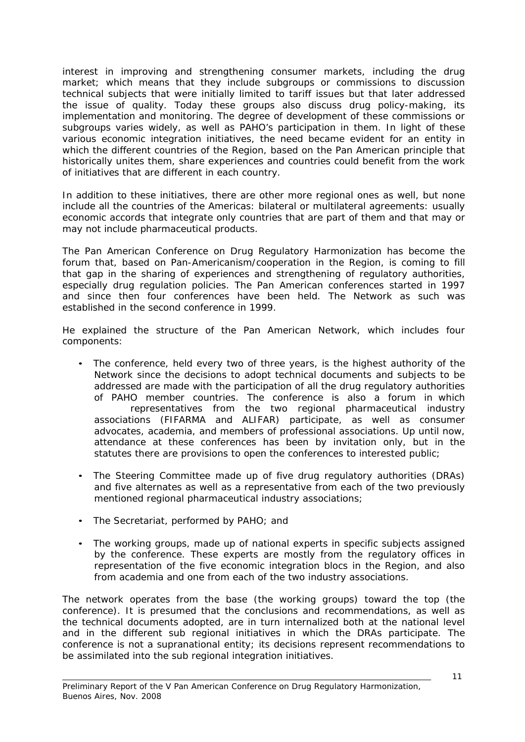interest in improving and strengthening consumer markets, including the drug market; which means that they include subgroups or commissions to discussion technical subjects that were initially limited to tariff issues but that later addressed the issue of quality. Today these groups also discuss drug policy-making, its implementation and monitoring. The degree of development of these commissions or subgroups varies widely, as well as PAHO's participation in them. In light of these various economic integration initiatives, the need became evident for an entity in which the different countries of the Region, based on the Pan American principle that historically unites them, share experiences and countries could benefit from the work of initiatives that are different in each country.

In addition to these initiatives, there are other more regional ones as well, but none include all the countries of the Americas: bilateral or multilateral agreements: usually economic accords that integrate only countries that are part of them and that may or may not include pharmaceutical products.

The Pan American Conference on Drug Regulatory Harmonization has become the forum that, based on Pan-Americanism/cooperation in the Region, is coming to fill that gap in the sharing of experiences and strengthening of regulatory authorities, especially drug regulation policies. The Pan American conferences started in 1997 and since then four conferences have been held. The Network as such was established in the second conference in 1999.

He explained the structure of the Pan American Network, which includes four components:

- The conference, held every two of three years, is the highest authority of the Network since the decisions to adopt technical documents and subjects to be addressed are made with the participation of all the drug regulatory authorities of PAHO member countries. The conference is also a forum in which representatives from the two regional pharmaceutical industry associations (FIFARMA and ALIFAR) participate, as well as consumer advocates, academia, and members of professional associations. Up until now, attendance at these conferences has been by invitation only, but in the statutes there are provisions to open the conferences to interested public;

- The Steering Committee made up of five drug regulatory authorities (DRAs) and five alternates as well as a representative from each of the two previously mentioned regional pharmaceutical industry associations;

- The Secretariat, performed by PAHO; and

- The working groups, made up of national experts in specific subjects assigned by the conference. These experts are mostly from the regulatory offices in representation of the five economic integration blocs in the Region, and also from academia and one from each of the two industry associations.

The network operates from the base (the working groups) toward the top (the conference). It is presumed that the conclusions and recommendations, as well as the technical documents adopted, are in turn internalized both at the national level and in the different sub regional initiatives in which the DRAs participate. The conference is not a supranational entity; its decisions represent recommendations to be assimilated into the sub regional integration initiatives.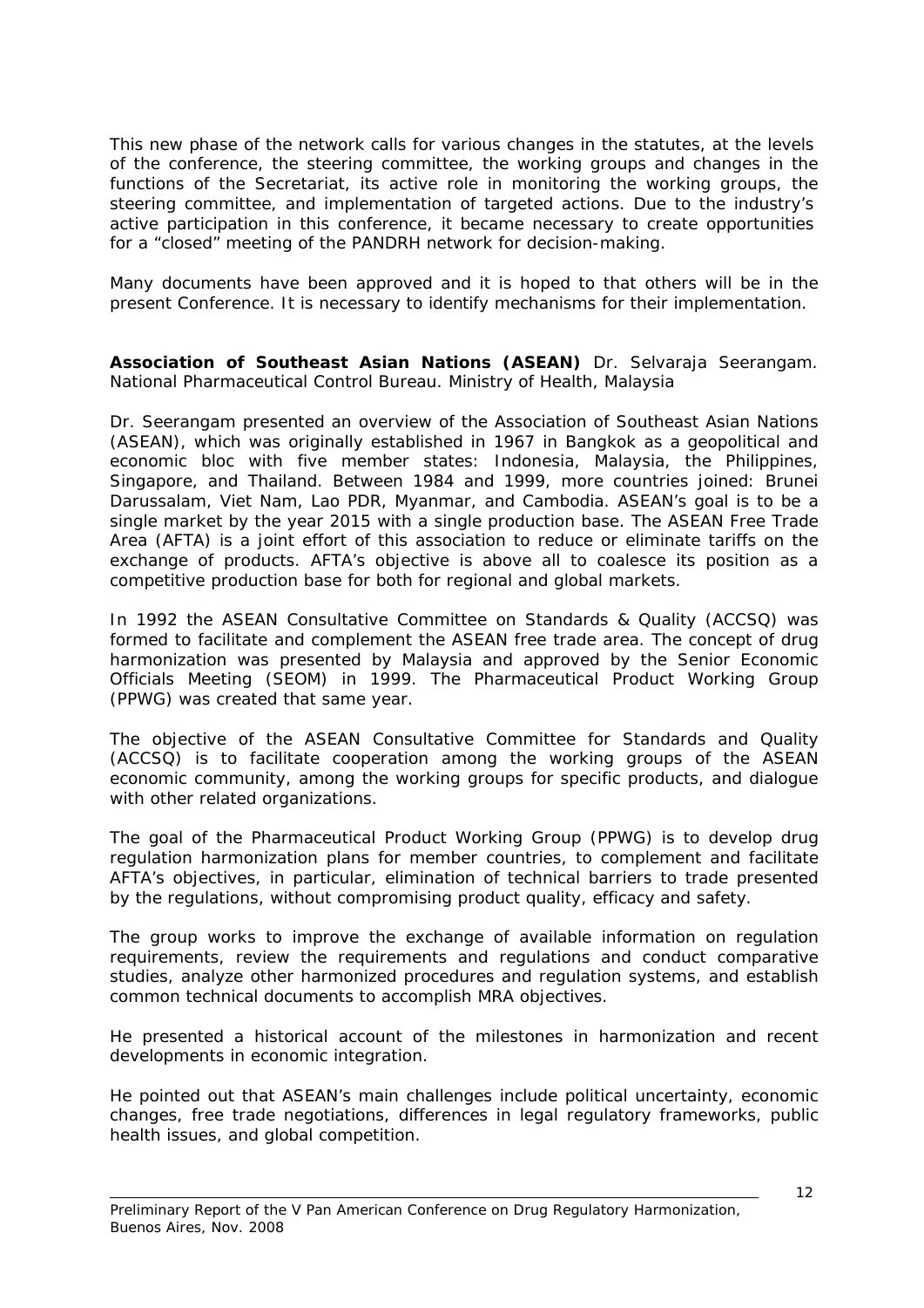This new phase of the network calls for various changes in the statutes, at the levels of the conference, the steering committee, the working groups and changes in the functions of the Secretariat, its active role in monitoring the working groups, the steering committee, and implementation of targeted actions. Due to the industry's active participation in this conference, it became necessary to create opportunities for a "closed" meeting of the PANDRH network for decision-making.

Many documents have been approved and it is hoped to that others will be in the present Conference. It is necessary to identify mechanisms for their implementation.

**Association of Southeast Asian Nations (ASEAN)** Dr. Selvaraja Seerangam. National Pharmaceutical Control Bureau. Ministry of Health, Malaysia

Dr. Seerangam presented an overview of the Association of Southeast Asian Nations (ASEAN), which was originally established in 1967 in Bangkok as a geopolitical and economic bloc with five member states: Indonesia, Malaysia, the Philippines, Singapore, and Thailand. Between 1984 and 1999, more countries joined: Brunei Darussalam, Viet Nam, Lao PDR, Myanmar, and Cambodia. ASEAN's goal is to be a single market by the year 2015 with a single production base. The ASEAN Free Trade Area (AFTA) is a joint effort of this association to reduce or eliminate tariffs on the exchange of products. AFTA's objective is above all to coalesce its position as a competitive production base for both for regional and global markets.

In 1992 the ASEAN Consultative Committee on Standards & Quality (ACCSQ) was formed to facilitate and complement the ASEAN free trade area. The concept of drug harmonization was presented by Malaysia and approved by the Senior Economic Officials Meeting (SEOM) in 1999. The Pharmaceutical Product Working Group (PPWG) was created that same year.

The objective of the ASEAN Consultative Committee for Standards and Quality (ACCSQ) is to facilitate cooperation among the working groups of the ASEAN economic community, among the working groups for specific products, and dialogue with other related organizations.

The goal of the Pharmaceutical Product Working Group (PPWG) is to develop drug regulation harmonization plans for member countries, to complement and facilitate AFTA's objectives, in particular, elimination of technical barriers to trade presented by the regulations, without compromising product quality, efficacy and safety.

The group works to improve the exchange of available information on regulation requirements, review the requirements and regulations and conduct comparative studies, analyze other harmonized procedures and regulation systems, and establish common technical documents to accomplish MRA objectives.

He presented a historical account of the milestones in harmonization and recent developments in economic integration.

He pointed out that ASEAN's main challenges include political uncertainty, economic changes, free trade negotiations, differences in legal regulatory frameworks, public health issues, and global competition.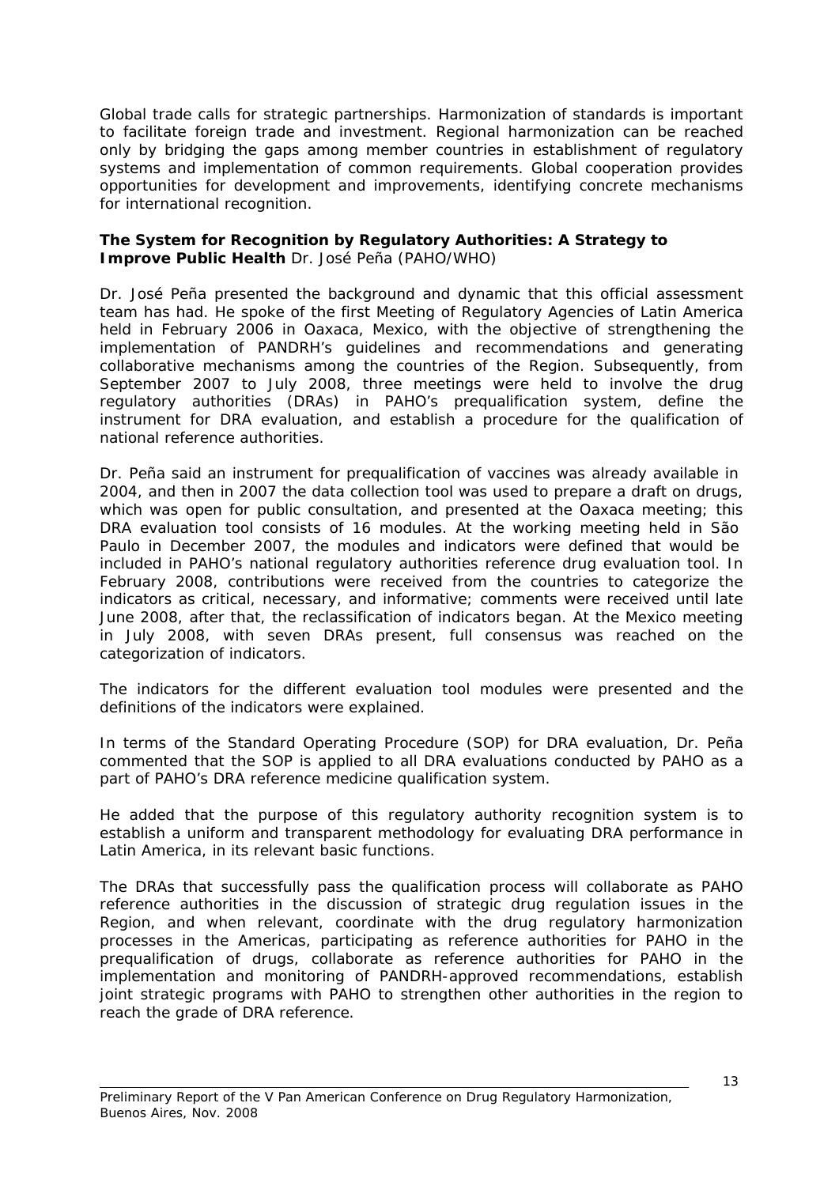Global trade calls for strategic partnerships. Harmonization of standards is important to facilitate foreign trade and investment. Regional harmonization can be reached only by bridging the gaps among member countries in establishment of regulatory systems and implementation of common requirements. Global cooperation provides opportunities for development and improvements, identifying concrete mechanisms for international recognition.

**The System for Recognition by Regulatory Authorities: A Strategy to Improve Public Health** *Dr. José Peña (PAHO/WHO)*

Dr. José Peña presented the background and dynamic that this official assessment team has had. He spoke of the first Meeting of Regulatory Agencies of Latin America held in February 2006 in Oaxaca, Mexico, with the objective of strengthening the implementation of PANDRH's guidelines and recommendations and generating collaborative mechanisms among the countries of the Region. Subsequently, from September 2007 to July 2008, three meetings were held to involve the drug regulatory authorities (DRAs) in PAHO's prequalification system, define the instrument for DRA evaluation, and establish a procedure for the qualification of national reference authorities.

Dr. Peña said an instrument for prequalification of vaccines was already available in 2004, and then in 2007 the data collection tool was used to prepare a draft on drugs, which was open for public consultation, and presented at the Oaxaca meeting; this DRA evaluation tool consists of 16 modules. At the working meeting held in São Paulo in December 2007, the modules and indicators were defined that would be included in PAHO's national regulatory authorities reference drug evaluation tool. In February 2008, contributions were received from the countries to categorize the indicators as critical, necessary, and informative; comments were received until late June 2008, after that, the reclassification of indicators began. At the Mexico meeting in July 2008, with seven DRAs present, full consensus was reached on the categorization of indicators.

The indicators for the different evaluation tool modules were presented and the definitions of the indicators were explained.

In terms of the Standard Operating Procedure (SOP) for DRA evaluation, Dr. Peña commented that the SOP is applied to all DRA evaluations conducted by PAHO as a part of PAHO's DRA reference medicine qualification system.

He added that the purpose of this regulatory authority recognition system is to establish a uniform and transparent methodology for evaluating DRA performance in Latin America, in its relevant basic functions.

The DRAs that successfully pass the qualification process will collaborate as PAHO reference authorities in the discussion of strategic drug regulation issues in the Region, and when relevant, coordinate with the drug regulatory harmonization processes in the Americas, participating as reference authorities for PAHO in the prequalification of drugs, collaborate as reference authorities for PAHO in the implementation and monitoring of PANDRH-approved recommendations, establish joint strategic programs with PAHO to strengthen other authorities in the region to reach the grade of DRA reference.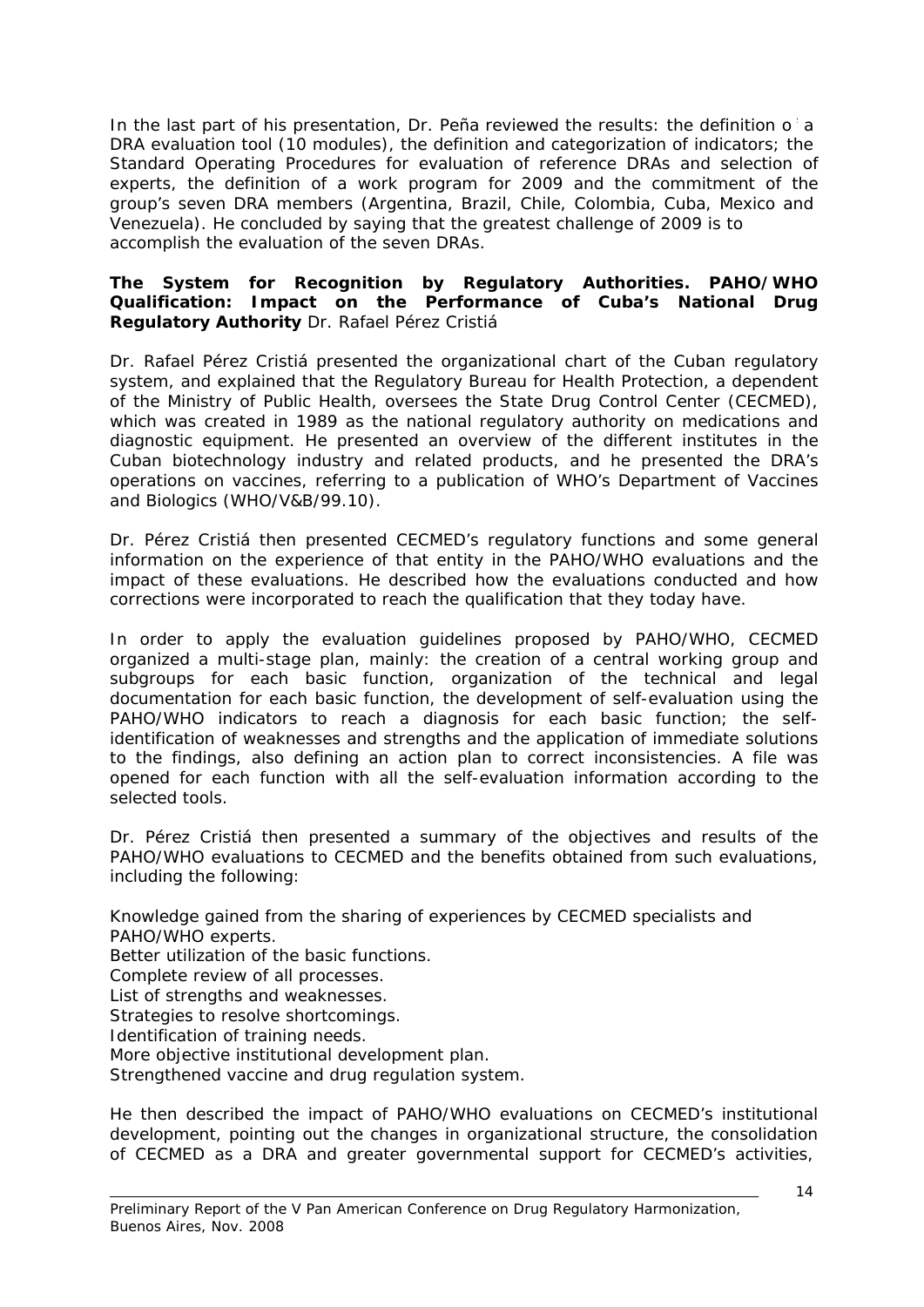In the last part of his presentation, Dr. Peña reviewed the results: the definition o a DRA evaluation tool (10 modules), the definition and categorization of indicators; the Standard Operating Procedures for evaluation of reference DRAs and selection of experts, the definition of a work program for 2009 and the commitment of the group's seven DRA members (Argentina, Brazil, Chile, Colombia, Cuba, Mexico and Venezuela). He concluded by saying that the greatest challenge of 2009 is to accomplish the evaluation of the seven DRAs.

**The System for Recognition by Regulatory Authorities. PAHO/WHO Qualification: Impact on the Performance of Cuba's National Drug Regulatory Authority** Dr. Rafael Pérez Cristiá

Dr. Rafael Pérez Cristiá presented the organizational chart of the Cuban regulatory system, and explained that the Regulatory Bureau for Health Protection, a dependent of the Ministry of Public Health, oversees the State Drug Control Center (CECMED), which was created in 1989 as the national regulatory authority on medications and diagnostic equipment. He presented an overview of the different institutes in the Cuban biotechnology industry and related products, and he presented the DRA's operations on vaccines, referring to a publication of WHO's Department of Vaccines and Biologics (WHO/V&B/99.10).

Dr. Pérez Cristiá then presented CECMED's regulatory functions and some general information on the experience of that entity in the PAHO/WHO evaluations and the impact of these evaluations. He described how the evaluations conducted and how corrections were incorporated to reach the qualification that they today have.

In order to apply the evaluation guidelines proposed by PAHO/WHO, CECMED organized a multi-stage plan, mainly: the creation of a central working group and subgroups for each basic function, organization of the technical and legal documentation for each basic function, the development of self-evaluation using the PAHO/WHO indicators to reach a diagnosis for each basic function; the self-identification of weaknesses and strengths and the application of immediate solutions to the findings, also defining an action plan to correct inconsistencies. A file was opened for each function with all the self-evaluation information according to the selected tools.

Dr. Pérez Cristiá then presented a summary of the objectives and results of the PAHO/WHO evaluations to CECMED and the benefits obtained from such evaluations, including the following:

Knowledge gained from the sharing of experiences by CECMED specialists and PAHO/WHO experts.
Better utilization of the basic functions.
Complete review of all processes.
List of strengths and weaknesses.
Strategies to resolve shortcomings.
Identification of training needs.
More objective institutional development plan.
Strengthened vaccine and drug regulation system.

He then described the impact of PAHO/WHO evaluations on CECMED's institutional development, pointing out the changes in organizational structure, the consolidation of CECMED as a DRA and greater governmental support for CECMED's activities,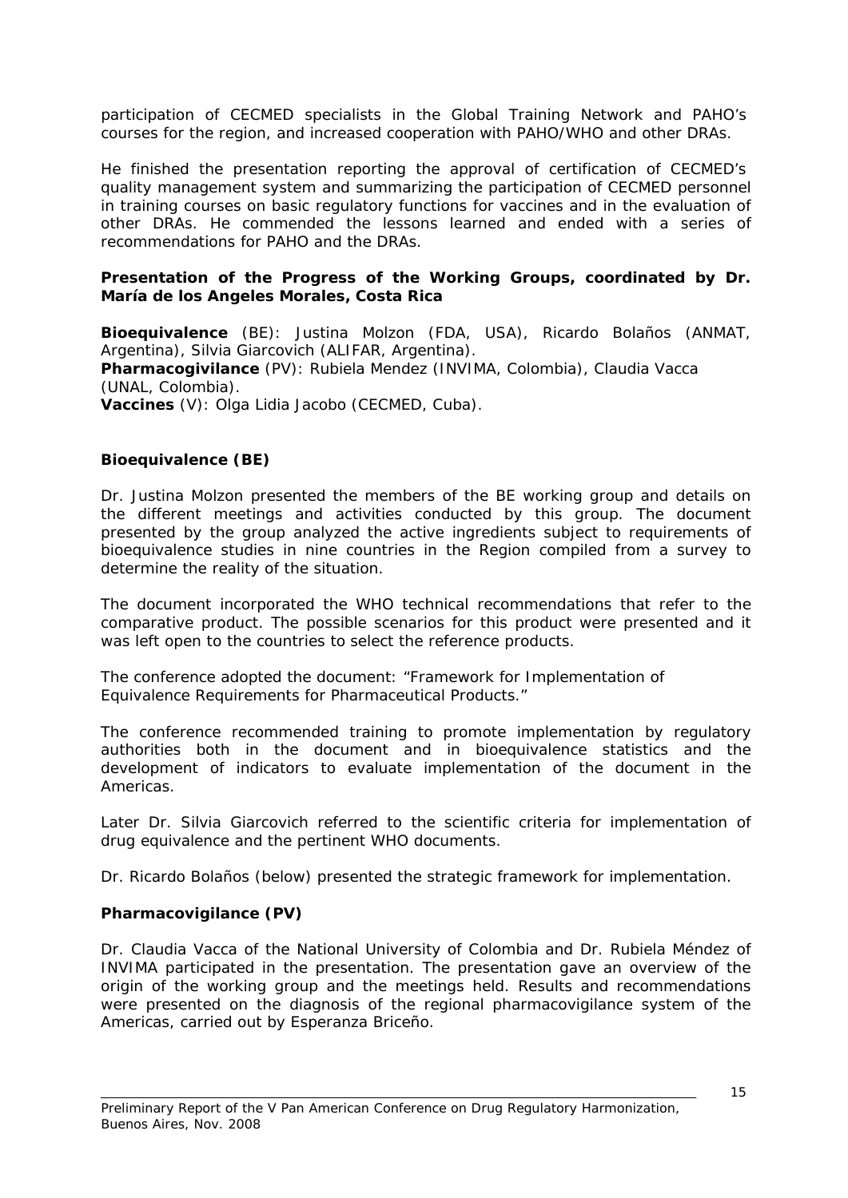participation of CECMED specialists in the Global Training Network and PAHO's courses for the region, and increased cooperation with PAHO/WHO and other DRAs.

He finished the presentation reporting the approval of certification of CECMED's quality management system and summarizing the participation of CECMED personnel in training courses on basic regulatory functions for vaccines and in the evaluation of other DRAs. He commended the lessons learned and ended with a series of recommendations for PAHO and the DRAs.

**Presentation of the Progress of the Working Groups, coordinated by Dr. María de los Angeles Morales, Costa Rica**

**Bioequivalence** (BE): Justina Molzon (FDA, USA), Ricardo Bolaños (ANMAT, Argentina), Silvia Giarcovich (ALIFAR, Argentina).
**Pharmacogivilance** (PV): Rubiela Mendez (INVIMA, Colombia), Claudia Vacca (UNAL, Colombia).
**Vaccines** (V): Olga Lidia Jacobo (CECMED, Cuba).

**Bioequivalence (BE)**

Dr. Justina Molzon presented the members of the BE working group and details on the different meetings and activities conducted by this group. The document presented by the group analyzed the active ingredients subject to requirements of bioequivalence studies in nine countries in the Region compiled from a survey to determine the reality of the situation.

The document incorporated the WHO technical recommendations that refer to the comparative product. The possible scenarios for this product were presented and it was left open to the countries to select the reference products.

The conference adopted the document: "Framework for Implementation of Equivalence Requirements for Pharmaceutical Products."

The conference recommended training to promote implementation by regulatory authorities both in the document and in bioequivalence statistics and the development of indicators to evaluate implementation of the document in the Americas.

Later Dr. Silvia Giarcovich referred to the scientific criteria for implementation of drug equivalence and the pertinent WHO documents.

Dr. Ricardo Bolaños (below) presented the strategic framework for implementation.

**Pharmacovigilance (PV)**

Dr. Claudia Vacca of the National University of Colombia and Dr. Rubiela Méndez of INVIMA participated in the presentation. The presentation gave an overview of the origin of the working group and the meetings held. Results and recommendations were presented on the diagnosis of the regional pharmacovigilance system of the Americas, carried out by Esperanza Briceño.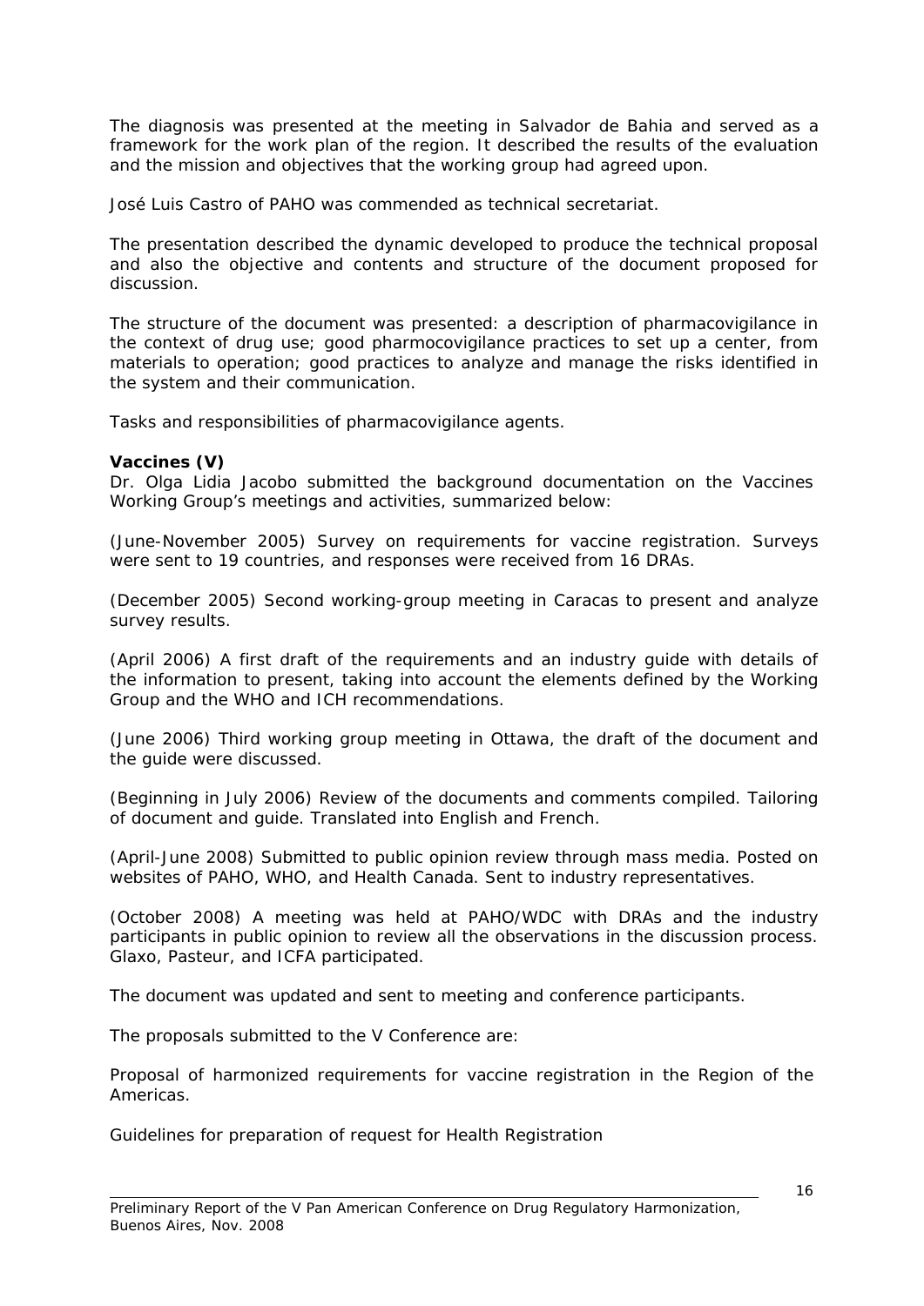The diagnosis was presented at the meeting in Salvador de Bahia and served as a framework for the work plan of the region. It described the results of the evaluation and the mission and objectives that the working group had agreed upon.

José Luis Castro of PAHO was commended as technical secretariat.

The presentation described the dynamic developed to produce the technical proposal and also the objective and contents and structure of the document proposed for discussion.

The structure of the document was presented: a description of pharmacovigilance in the context of drug use; good pharmocovigilance practices to set up a center, from materials to operation; good practices to analyze and manage the risks identified in the system and their communication.

Tasks and responsibilities of pharmacovigilance agents.

**Vaccines (V)**
Dr. Olga Lidia Jacobo submitted the background documentation on the Vaccines Working Group's meetings and activities, summarized below:

(June-November 2005) Survey on requirements for vaccine registration. Surveys were sent to 19 countries, and responses were received from 16 DRAs.

(December 2005) Second working-group meeting in Caracas to present and analyze survey results.

(April 2006) A first draft of the requirements and an industry guide with details of the information to present, taking into account the elements defined by the Working Group and the WHO and ICH recommendations.

(June 2006) Third working group meeting in Ottawa, the draft of the document and the guide were discussed.

(Beginning in July 2006) Review of the documents and comments compiled. Tailoring of document and guide. Translated into English and French.

(April-June 2008) Submitted to public opinion review through mass media. Posted on websites of PAHO, WHO, and Health Canada. Sent to industry representatives.

(October 2008) A meeting was held at PAHO/WDC with DRAs and the industry participants in public opinion to review all the observations in the discussion process. Glaxo, Pasteur, and ICFA participated.

The document was updated and sent to meeting and conference participants.

The proposals submitted to the V Conference are:

Proposal of harmonized requirements for vaccine registration in the Region of the Americas.

Guidelines for preparation of request for Health Registration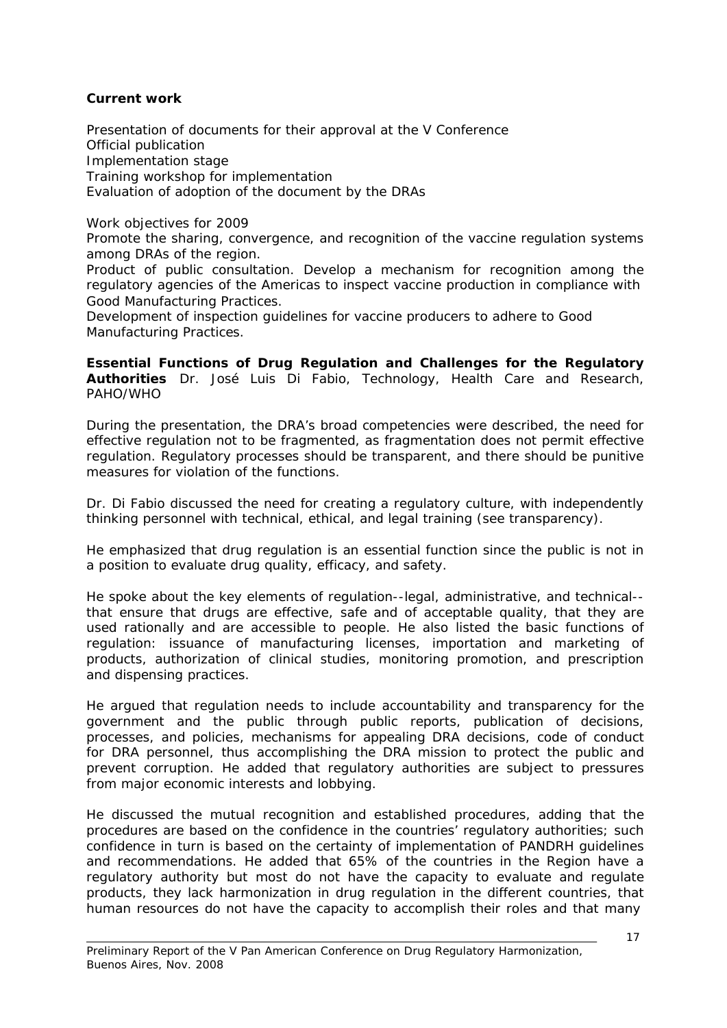**Current work**

Presentation of documents for their approval at the V Conference
Official publication
Implementation stage
Training workshop for implementation
Evaluation of adoption of the document by the DRAs

Work objectives for 2009
Promote the sharing, convergence, and recognition of the vaccine regulation systems among DRAs of the region.
Product of public consultation. Develop a mechanism for recognition among the regulatory agencies of the Americas to inspect vaccine production in compliance with Good Manufacturing Practices.
Development of inspection guidelines for vaccine producers to adhere to Good Manufacturing Practices.

**Essential Functions of Drug Regulation and Challenges for the Regulatory Authorities** Dr. José Luis Di Fabio, Technology, Health Care and Research, PAHO/WHO

During the presentation, the DRA's broad competencies were described, the need for effective regulation not to be fragmented, as fragmentation does not permit effective regulation. Regulatory processes should be transparent, and there should be punitive measures for violation of the functions.

Dr. Di Fabio discussed the need for creating a regulatory culture, with independently thinking personnel with technical, ethical, and legal training (see transparency).

He emphasized that drug regulation is an essential function since the public is not in a position to evaluate drug quality, efficacy, and safety.

He spoke about the key elements of regulation--legal, administrative, and technical--that ensure that drugs are effective, safe and of acceptable quality, that they are used rationally and are accessible to people. He also listed the basic functions of regulation: issuance of manufacturing licenses, importation and marketing of products, authorization of clinical studies, monitoring promotion, and prescription and dispensing practices.

He argued that regulation needs to include accountability and transparency for the government and the public through public reports, publication of decisions, processes, and policies, mechanisms for appealing DRA decisions, code of conduct for DRA personnel, thus accomplishing the DRA mission to protect the public and prevent corruption. He added that regulatory authorities are subject to pressures from major economic interests and lobbying.

He discussed the mutual recognition and established procedures, adding that the procedures are based on the confidence in the countries' regulatory authorities; such confidence in turn is based on the certainty of implementation of PANDRH guidelines and recommendations. He added that 65% of the countries in the Region have a regulatory authority but most do not have the capacity to evaluate and regulate products, they lack harmonization in drug regulation in the different countries, that human resources do not have the capacity to accomplish their roles and that many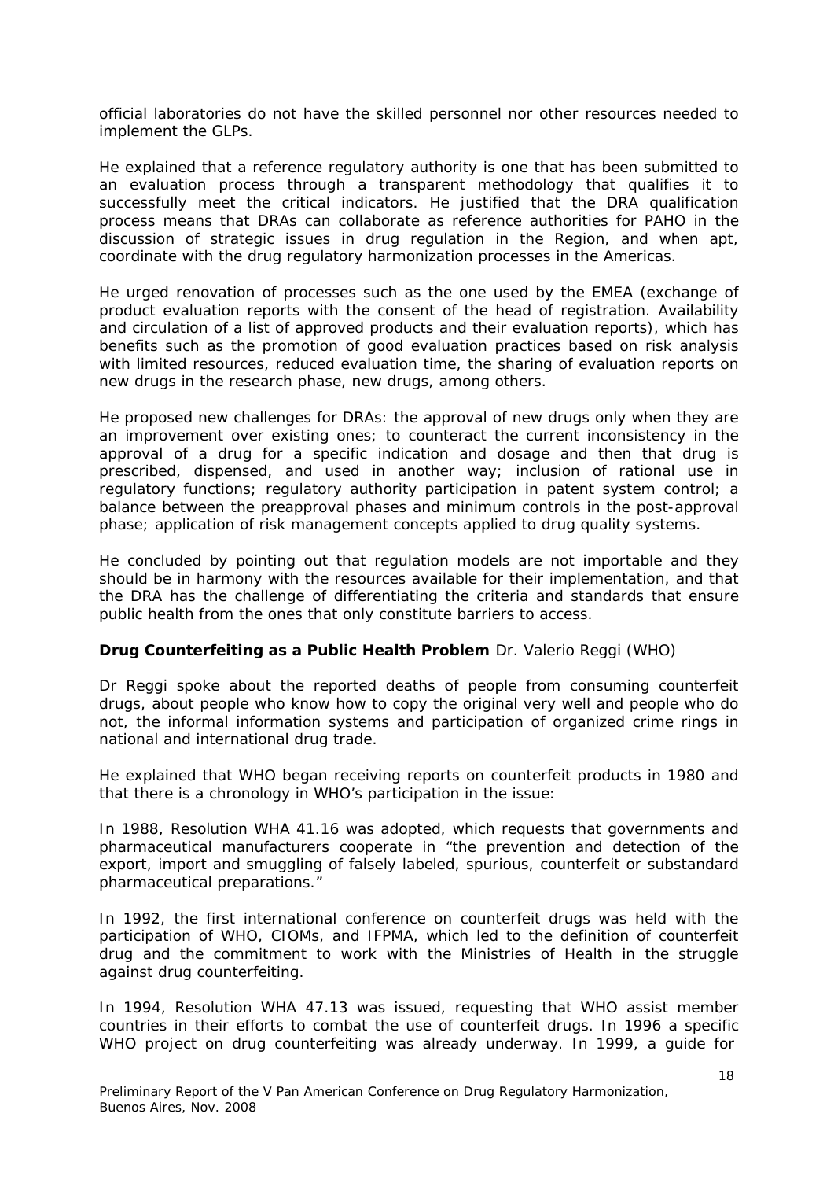official laboratories do not have the skilled personnel nor other resources needed to implement the GLPs.

He explained that a reference regulatory authority is one that has been submitted to an evaluation process through a transparent methodology that qualifies it to successfully meet the critical indicators. He justified that the DRA qualification process means that DRAs can collaborate as reference authorities for PAHO in the discussion of strategic issues in drug regulation in the Region, and when apt, coordinate with the drug regulatory harmonization processes in the Americas.

He urged renovation of processes such as the one used by the EMEA (exchange of product evaluation reports with the consent of the head of registration. Availability and circulation of a list of approved products and their evaluation reports), which has benefits such as the promotion of good evaluation practices based on risk analysis with limited resources, reduced evaluation time, the sharing of evaluation reports on new drugs in the research phase, new drugs, among others.

He proposed new challenges for DRAs: the approval of new drugs only when they are an improvement over existing ones; to counteract the current inconsistency in the approval of a drug for a specific indication and dosage and then that drug is prescribed, dispensed, and used in another way; inclusion of rational use in regulatory functions; regulatory authority participation in patent system control; a balance between the preapproval phases and minimum controls in the post-approval phase; application of risk management concepts applied to drug quality systems.

He concluded by pointing out that regulation models are not importable and they should be in harmony with the resources available for their implementation, and that the DRA has the challenge of differentiating the criteria and standards that ensure public health from the ones that only constitute barriers to access.

**Drug Counterfeiting as a Public Health Problem** Dr. Valerio Reggi (WHO)

Dr Reggi spoke about the reported deaths of people from consuming counterfeit drugs, about people who know how to copy the original very well and people who do not, the informal information systems and participation of organized crime rings in national and international drug trade.

He explained that WHO began receiving reports on counterfeit products in 1980 and that there is a chronology in WHO's participation in the issue:

In 1988, Resolution WHA 41.16 was adopted, which requests that governments and pharmaceutical manufacturers cooperate in "the prevention and detection of the export, import and smuggling of falsely labeled, spurious, counterfeit or substandard pharmaceutical preparations."

In 1992, the first international conference on counterfeit drugs was held with the participation of WHO, CIOMs, and IFPMA, which led to the definition of counterfeit drug and the commitment to work with the Ministries of Health in the struggle against drug counterfeiting.

In 1994, Resolution WHA 47.13 was issued, requesting that WHO assist member countries in their efforts to combat the use of counterfeit drugs. In 1996 a specific WHO project on drug counterfeiting was already underway. In 1999, a guide for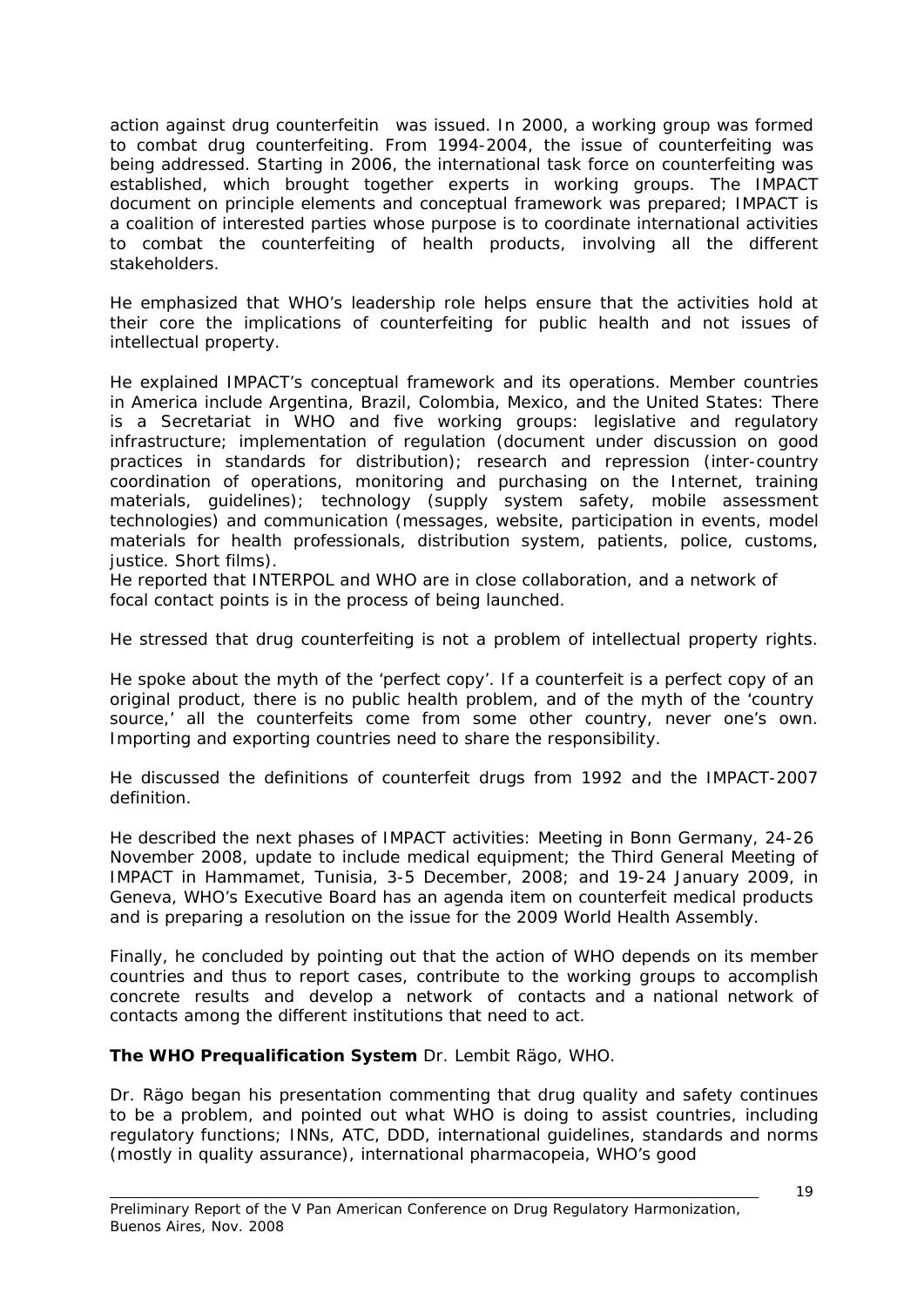action against drug counterfeitin was issued. In 2000, a working group was formed to combat drug counterfeiting. From 1994-2004, the issue of counterfeiting was being addressed. Starting in 2006, the international task force on counterfeiting was established, which brought together experts in working groups. The IMPACT document on principle elements and conceptual framework was prepared; IMPACT is a coalition of interested parties whose purpose is to coordinate international activities to combat the counterfeiting of health products, involving all the different stakeholders.

He emphasized that WHO's leadership role helps ensure that the activities hold at their core the implications of counterfeiting for public health and not issues of intellectual property.

He explained IMPACT's conceptual framework and its operations. Member countries in America include Argentina, Brazil, Colombia, Mexico, and the United States: There is a Secretariat in WHO and five working groups: legislative and regulatory infrastructure; implementation of regulation (document under discussion on good practices in standards for distribution); research and repression (inter-country coordination of operations, monitoring and purchasing on the Internet, training materials, guidelines); technology (supply system safety, mobile assessment technologies) and communication (messages, website, participation in events, model materials for health professionals, distribution system, patients, police, customs, justice. Short films).
He reported that INTERPOL and WHO are in close collaboration, and a network of focal contact points is in the process of being launched.

He stressed that drug counterfeiting is not a problem of intellectual property rights.

He spoke about the myth of the 'perfect copy'. If a counterfeit is a perfect copy of an original product, there is no public health problem, and of the myth of the 'country source,' all the counterfeits come from some other country, never one's own. Importing and exporting countries need to share the responsibility.

He discussed the definitions of counterfeit drugs from 1992 and the IMPACT-2007 definition.

He described the next phases of IMPACT activities: Meeting in Bonn Germany, 24-26 November 2008, update to include medical equipment; the Third General Meeting of IMPACT in Hammamet, Tunisia, 3-5 December, 2008; and 19-24 January 2009, in Geneva, WHO's Executive Board has an agenda item on counterfeit medical products and is preparing a resolution on the issue for the 2009 World Health Assembly.

Finally, he concluded by pointing out that the action of WHO depends on its member countries and thus to report cases, contribute to the working groups to accomplish concrete results and develop a network of contacts and a national network of contacts among the different institutions that need to act.

**The WHO Prequalification System** Dr. Lembit Rägo, WHO.

Dr. Rägo began his presentation commenting that drug quality and safety continues to be a problem, and pointed out what WHO is doing to assist countries, including regulatory functions; INNs, ATC, DDD, international guidelines, standards and norms (mostly in quality assurance), international pharmacopeia, WHO's good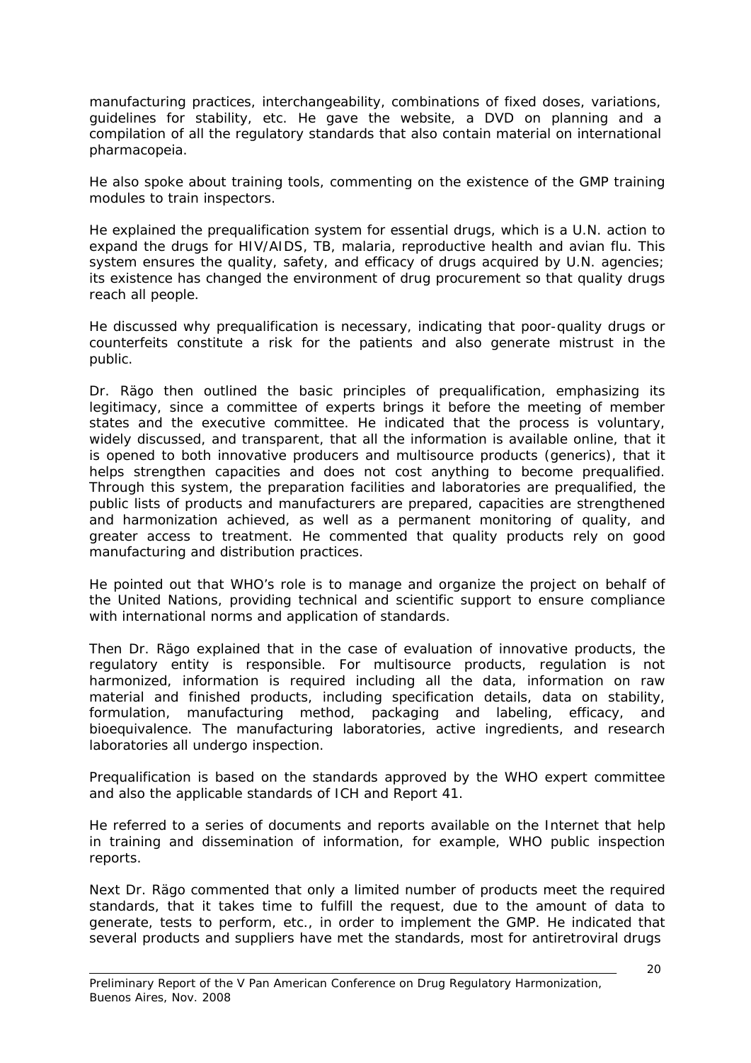manufacturing practices, interchangeability, combinations of fixed doses, variations, guidelines for stability, etc. He gave the website, a DVD on planning and a compilation of all the regulatory standards that also contain material on international pharmacopeia.

He also spoke about training tools, commenting on the existence of the GMP training modules to train inspectors.

He explained the prequalification system for essential drugs, which is a U.N. action to expand the drugs for HIV/AIDS, TB, malaria, reproductive health and avian flu. This system ensures the quality, safety, and efficacy of drugs acquired by U.N. agencies; its existence has changed the environment of drug procurement so that quality drugs reach all people.

He discussed why prequalification is necessary, indicating that poor-quality drugs or counterfeits constitute a risk for the patients and also generate mistrust in the public.

Dr. Rägo then outlined the basic principles of prequalification, emphasizing its legitimacy, since a committee of experts brings it before the meeting of member states and the executive committee. He indicated that the process is voluntary, widely discussed, and transparent, that all the information is available online, that it is opened to both innovative producers and multisource products (generics), that it helps strengthen capacities and does not cost anything to become prequalified. Through this system, the preparation facilities and laboratories are prequalified, the public lists of products and manufacturers are prepared, capacities are strengthened and harmonization achieved, as well as a permanent monitoring of quality, and greater access to treatment. He commented that quality products rely on good manufacturing and distribution practices.

He pointed out that WHO's role is to manage and organize the project on behalf of the United Nations, providing technical and scientific support to ensure compliance with international norms and application of standards.

Then Dr. Rägo explained that in the case of evaluation of innovative products, the regulatory entity is responsible. For multisource products, regulation is not harmonized, information is required including all the data, information on raw material and finished products, including specification details, data on stability, formulation, manufacturing method, packaging and labeling, efficacy, and bioequivalence. The manufacturing laboratories, active ingredients, and research laboratories all undergo inspection.

Prequalification is based on the standards approved by the WHO expert committee and also the applicable standards of ICH and Report 41.

He referred to a series of documents and reports available on the Internet that help in training and dissemination of information, for example, WHO public inspection reports.

Next Dr. Rägo commented that only a limited number of products meet the required standards, that it takes time to fulfill the request, due to the amount of data to generate, tests to perform, etc., in order to implement the GMP. He indicated that several products and suppliers have met the standards, most for antiretroviral drugs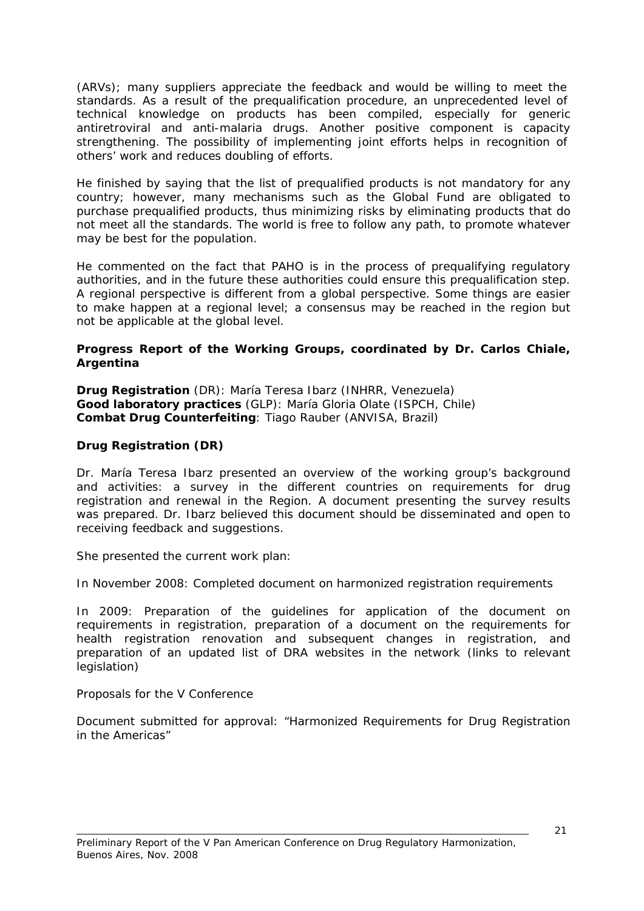(ARVs); many suppliers appreciate the feedback and would be willing to meet the standards. As a result of the prequalification procedure, an unprecedented level of technical knowledge on products has been compiled, especially for generic antiretroviral and anti-malaria drugs. Another positive component is capacity strengthening. The possibility of implementing joint efforts helps in recognition of others' work and reduces doubling of efforts.

He finished by saying that the list of prequalified products is not mandatory for any country; however, many mechanisms such as the Global Fund are obligated to purchase prequalified products, thus minimizing risks by eliminating products that do not meet all the standards. The world is free to follow any path, to promote whatever may be best for the population.

He commented on the fact that PAHO is in the process of prequalifying regulatory authorities, and in the future these authorities could ensure this prequalification step. A regional perspective is different from a global perspective. Some things are easier to make happen at a regional level; a consensus may be reached in the region but not be applicable at the global level.

**Progress Report of the Working Groups, coordinated by Dr. Carlos Chiale, Argentina**

**Drug Registration** (DR): María Teresa Ibarz (INHRR, Venezuela)
**Good laboratory practices** (GLP): María Gloria Olate (ISPCH, Chile)
**Combat Drug Counterfeiting**: Tiago Rauber (ANVISA, Brazil)

**Drug Registration (DR)**

Dr. María Teresa Ibarz presented an overview of the working group's background and activities: a survey in the different countries on requirements for drug registration and renewal in the Region. A document presenting the survey results was prepared. Dr. Ibarz believed this document should be disseminated and open to receiving feedback and suggestions.

She presented the current work plan:

In November 2008: Completed document on harmonized registration requirements

In 2009: Preparation of the guidelines for application of the document on requirements in registration, preparation of a document on the requirements for health registration renovation and subsequent changes in registration, and preparation of an updated list of DRA websites in the network (links to relevant legislation)

Proposals for the V Conference

Document submitted for approval: "Harmonized Requirements for Drug Registration in the Americas"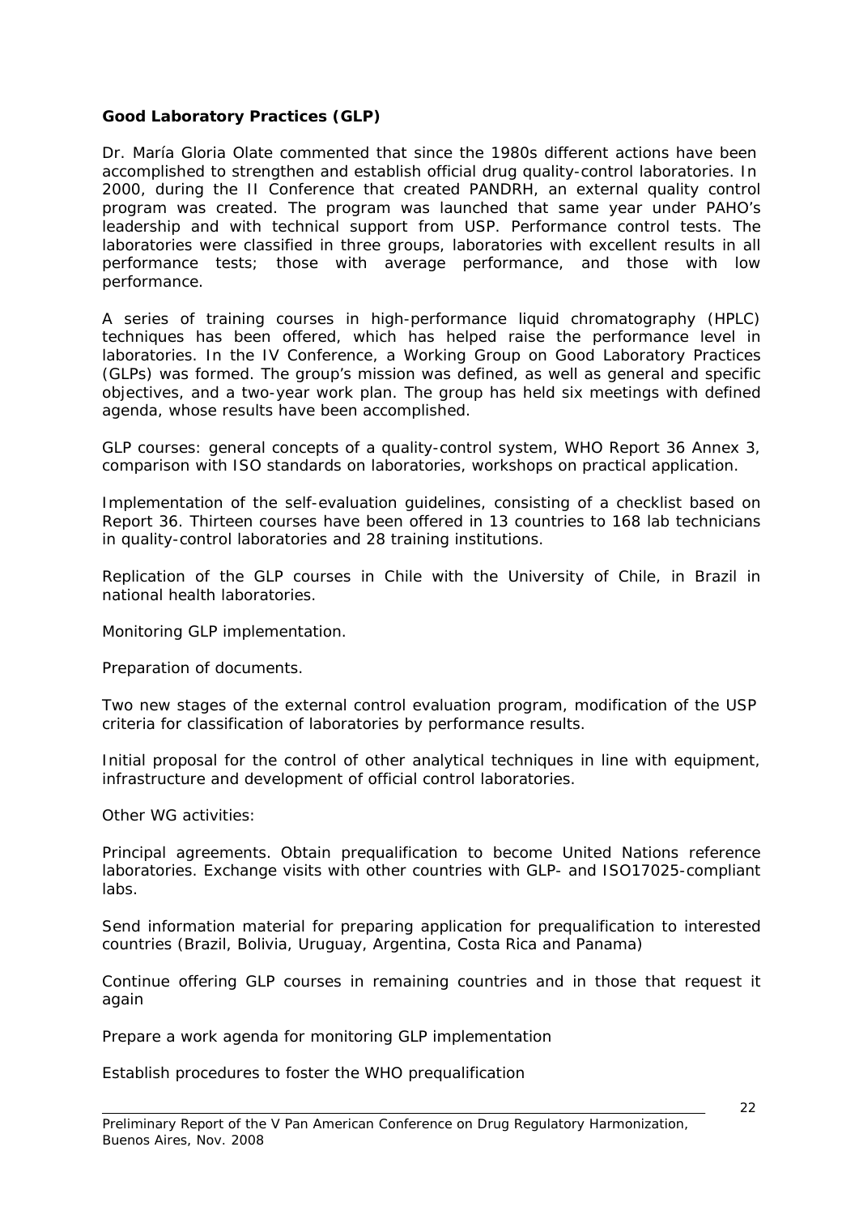**Good Laboratory Practices (GLP)**

Dr. María Gloria Olate commented that since the 1980s different actions have been accomplished to strengthen and establish official drug quality-control laboratories. In 2000, during the II Conference that created PANDRH, an external quality control program was created. The program was launched that same year under PAHO's leadership and with technical support from USP. Performance control tests. The laboratories were classified in three groups, laboratories with excellent results in all performance tests; those with average performance, and those with low performance.

A series of training courses in high-performance liquid chromatography (HPLC) techniques has been offered, which has helped raise the performance level in laboratories. In the IV Conference, a Working Group on Good Laboratory Practices (GLPs) was formed. The group's mission was defined, as well as general and specific objectives, and a two-year work plan. The group has held six meetings with defined agenda, whose results have been accomplished.

GLP courses: general concepts of a quality-control system, WHO Report 36 Annex 3, comparison with ISO standards on laboratories, workshops on practical application.

Implementation of the self-evaluation guidelines, consisting of a checklist based on Report 36. Thirteen courses have been offered in 13 countries to 168 lab technicians in quality-control laboratories and 28 training institutions.

Replication of the GLP courses in Chile with the University of Chile, in Brazil in national health laboratories.

Monitoring GLP implementation.

Preparation of documents.

Two new stages of the external control evaluation program, modification of the USP criteria for classification of laboratories by performance results.

Initial proposal for the control of other analytical techniques in line with equipment, infrastructure and development of official control laboratories.

Other WG activities:

Principal agreements. Obtain prequalification to become United Nations reference laboratories. Exchange visits with other countries with GLP- and ISO17025-compliant labs.

Send information material for preparing application for prequalification to interested countries (Brazil, Bolivia, Uruguay, Argentina, Costa Rica and Panama)

Continue offering GLP courses in remaining countries and in those that request it again

Prepare a work agenda for monitoring GLP implementation

Establish procedures to foster the WHO prequalification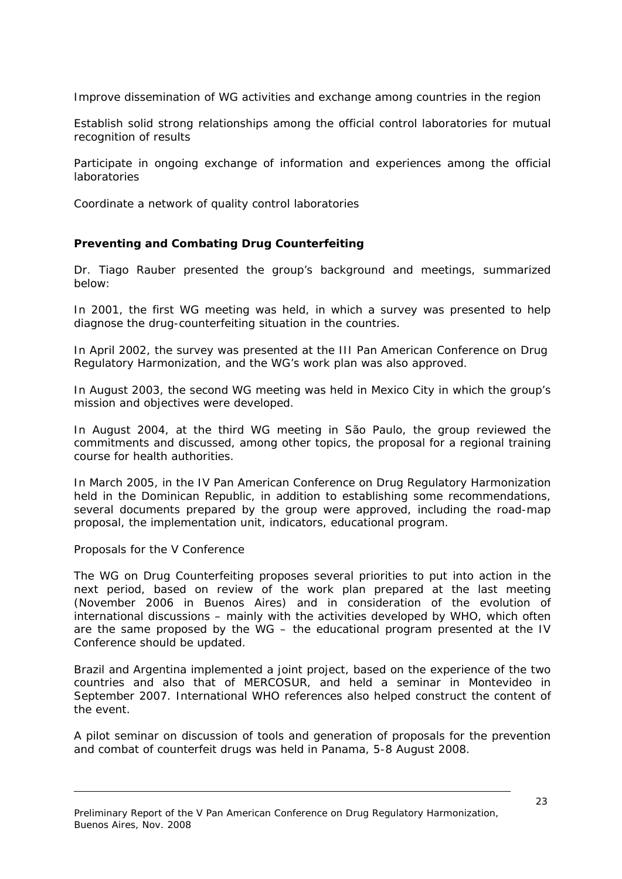Improve dissemination of WG activities and exchange among countries in the region

Establish solid strong relationships among the official control laboratories for mutual recognition of results

Participate in ongoing exchange of information and experiences among the official laboratories

Coordinate a network of quality control laboratories

**Preventing and Combating Drug Counterfeiting**

Dr. Tiago Rauber presented the group's background and meetings, summarized below:

In 2001, the first WG meeting was held, in which a survey was presented to help diagnose the drug-counterfeiting situation in the countries.

In April 2002, the survey was presented at the III Pan American Conference on Drug Regulatory Harmonization, and the WG's work plan was also approved.

In August 2003, the second WG meeting was held in Mexico City in which the group's mission and objectives were developed.

In August 2004, at the third WG meeting in São Paulo, the group reviewed the commitments and discussed, among other topics, the proposal for a regional training course for health authorities.

In March 2005, in the IV Pan American Conference on Drug Regulatory Harmonization held in the Dominican Republic, in addition to establishing some recommendations, several documents prepared by the group were approved, including the road-map proposal, the implementation unit, indicators, educational program.

Proposals for the V Conference

The WG on Drug Counterfeiting proposes several priorities to put into action in the next period, based on review of the work plan prepared at the last meeting (November 2006 in Buenos Aires) and in consideration of the evolution of international discussions – mainly with the activities developed by WHO, which often are the same proposed by the WG – the educational program presented at the IV Conference should be updated.

Brazil and Argentina implemented a joint project, based on the experience of the two countries and also that of MERCOSUR, and held a seminar in Montevideo in September 2007. International WHO references also helped construct the content of the event.

A pilot seminar on discussion of tools and generation of proposals for the prevention and combat of counterfeit drugs was held in Panama, 5-8 August 2008.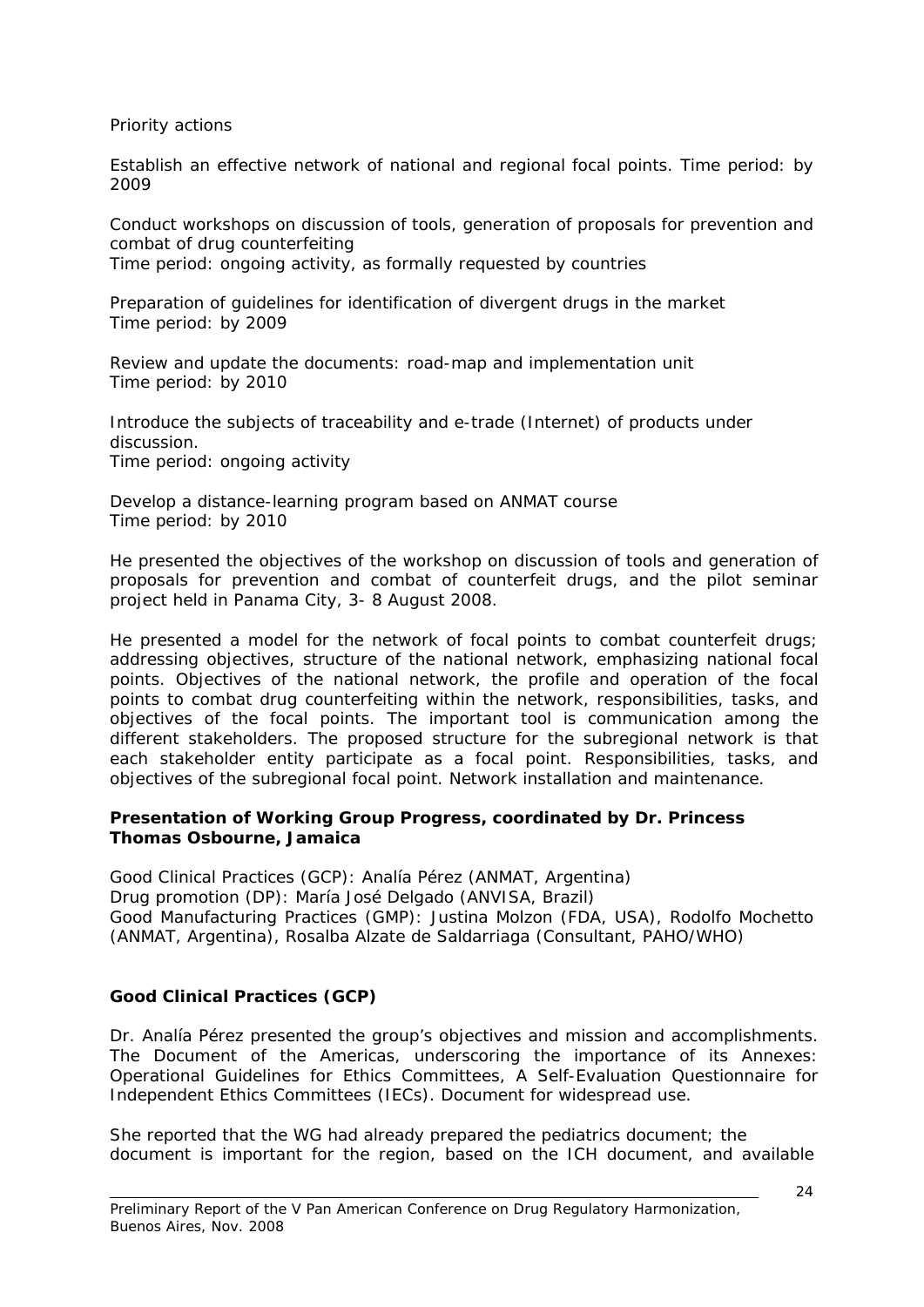Priority actions

Establish an effective network of national and regional focal points. Time period: by 2009

Conduct workshops on discussion of tools, generation of proposals for prevention and combat of drug counterfeiting
Time period: ongoing activity, as formally requested by countries

Preparation of guidelines for identification of divergent drugs in the market
Time period: by 2009

Review and update the documents: road-map and implementation unit
Time period: by 2010

Introduce the subjects of traceability and e-trade (Internet) of products under discussion.
Time period: ongoing activity

Develop a distance-learning program based on ANMAT course
Time period: by 2010

He presented the objectives of the workshop on discussion of tools and generation of proposals for prevention and combat of counterfeit drugs, and the pilot seminar project held in Panama City, 3- 8 August 2008.

He presented a model for the network of focal points to combat counterfeit drugs; addressing objectives, structure of the national network, emphasizing national focal points. Objectives of the national network, the profile and operation of the focal points to combat drug counterfeiting within the network, responsibilities, tasks, and objectives of the focal points. The important tool is communication among the different stakeholders. The proposed structure for the subregional network is that each stakeholder entity participate as a focal point. Responsibilities, tasks, and objectives of the subregional focal point. Network installation and maintenance.

**Presentation of Working Group Progress, coordinated by Dr. Princess Thomas Osbourne, Jamaica**

Good Clinical Practices (GCP): Analía Pérez (ANMAT, Argentina)
Drug promotion (DP): María José Delgado (ANVISA, Brazil)
Good Manufacturing Practices (GMP): Justina Molzon (FDA, USA), Rodolfo Mochetto (ANMAT, Argentina), Rosalba Alzate de Saldarriaga (Consultant, PAHO/WHO)

**Good Clinical Practices (GCP)**

Dr. Analía Pérez presented the group's objectives and mission and accomplishments. The Document of the Americas, underscoring the importance of its Annexes: Operational Guidelines for Ethics Committees, A Self-Evaluation Questionnaire for Independent Ethics Committees (IECs). Document for widespread use.

She reported that the WG had already prepared the pediatrics document; the document is important for the region, based on the ICH document, and available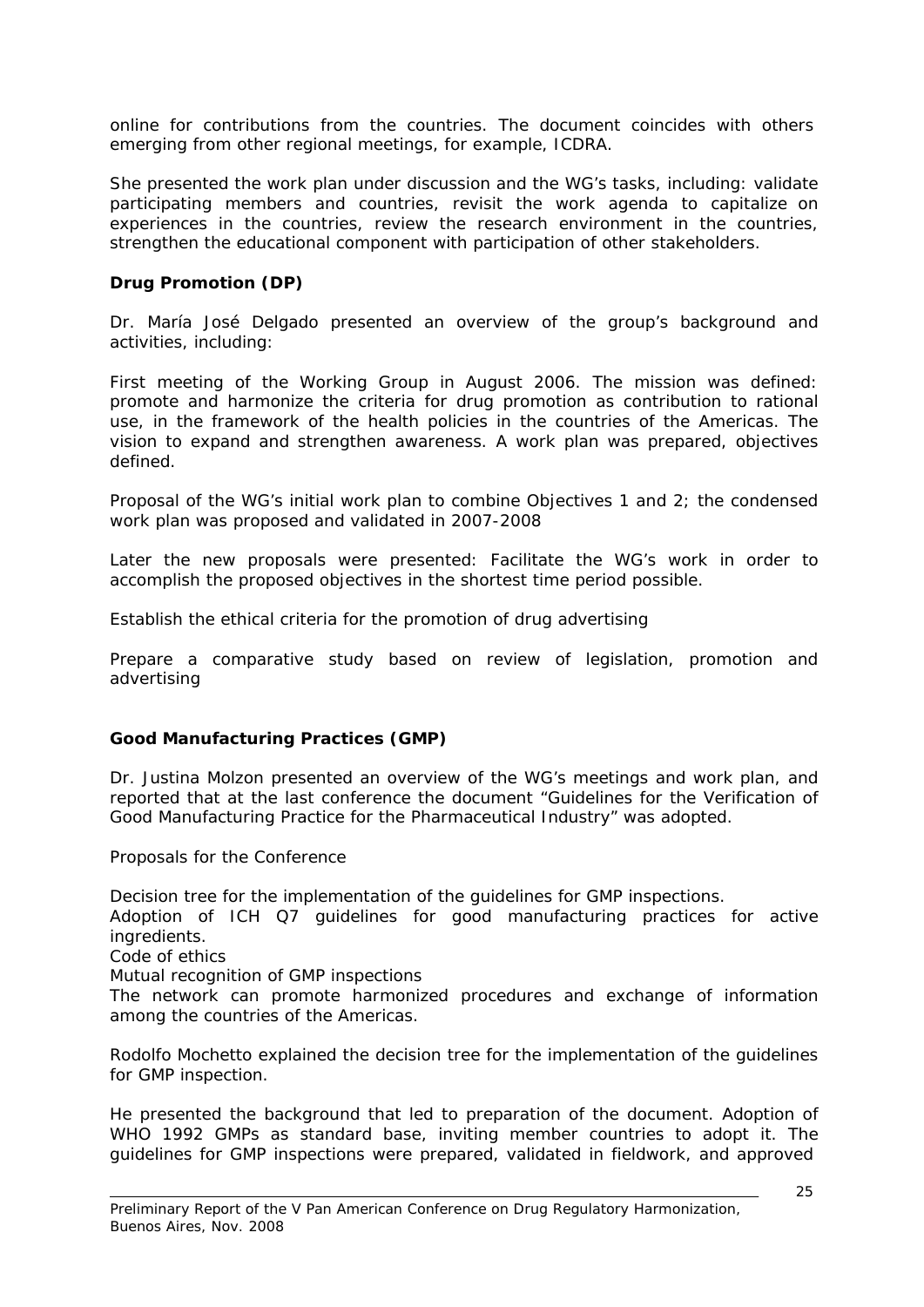online for contributions from the countries. The document coincides with others emerging from other regional meetings, for example, ICDRA.

She presented the work plan under discussion and the WG's tasks, including: validate participating members and countries, revisit the work agenda to capitalize on experiences in the countries, review the research environment in the countries, strengthen the educational component with participation of other stakeholders.

**Drug Promotion (DP)**

Dr. María José Delgado presented an overview of the group's background and activities, including:

First meeting of the Working Group in August 2006. The mission was defined: promote and harmonize the criteria for drug promotion as contribution to rational use, in the framework of the health policies in the countries of the Americas. The vision to expand and strengthen awareness. A work plan was prepared, objectives defined.

Proposal of the WG's initial work plan to combine Objectives 1 and 2; the condensed work plan was proposed and validated in 2007-2008

Later the new proposals were presented: Facilitate the WG's work in order to accomplish the proposed objectives in the shortest time period possible.

Establish the ethical criteria for the promotion of drug advertising

Prepare a comparative study based on review of legislation, promotion and advertising

**Good Manufacturing Practices (GMP)**

Dr. Justina Molzon presented an overview of the WG's meetings and work plan, and reported that at the last conference the document "Guidelines for the Verification of Good Manufacturing Practice for the Pharmaceutical Industry" was adopted.

Proposals for the Conference

Decision tree for the implementation of the guidelines for GMP inspections.
Adoption of ICH Q7 guidelines for good manufacturing practices for active ingredients.
Code of ethics
Mutual recognition of GMP inspections
The network can promote harmonized procedures and exchange of information among the countries of the Americas.

Rodolfo Mochetto explained the decision tree for the implementation of the guidelines for GMP inspection.

He presented the background that led to preparation of the document. Adoption of WHO 1992 GMPs as standard base, inviting member countries to adopt it. The guidelines for GMP inspections were prepared, validated in fieldwork, and approved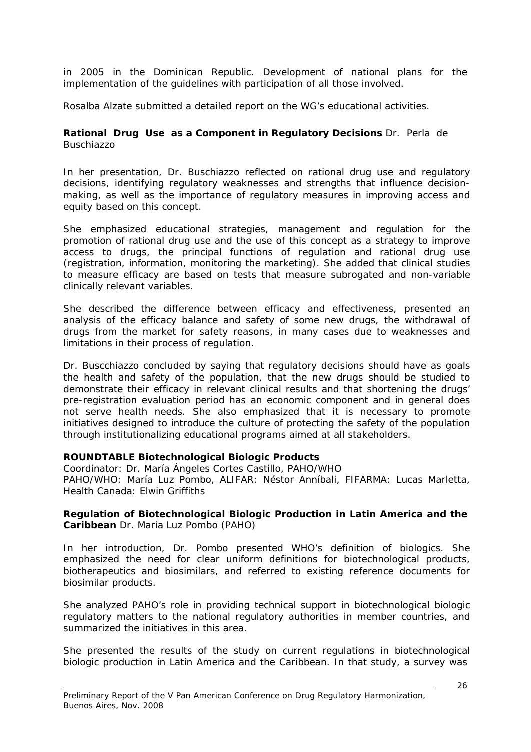in 2005 in the Dominican Republic. Development of national plans for the implementation of the guidelines with participation of all those involved.

Rosalba Alzate submitted a detailed report on the WG's educational activities.

**Rational Drug Use as a Component in Regulatory Decisions** Dr. Perla de Buschiazzo

In her presentation, Dr. Buschiazzo reflected on rational drug use and regulatory decisions, identifying regulatory weaknesses and strengths that influence decision-making, as well as the importance of regulatory measures in improving access and equity based on this concept.

She emphasized educational strategies, management and regulation for the promotion of rational drug use and the use of this concept as a strategy to improve access to drugs, the principal functions of regulation and rational drug use (registration, information, monitoring the marketing). She added that clinical studies to measure efficacy are based on tests that measure subrogated and non-variable clinically relevant variables.

She described the difference between efficacy and effectiveness, presented an analysis of the efficacy balance and safety of some new drugs, the withdrawal of drugs from the market for safety reasons, in many cases due to weaknesses and limitations in their process of regulation.

Dr. Buscchiazzo concluded by saying that regulatory decisions should have as goals the health and safety of the population, that the new drugs should be studied to demonstrate their efficacy in relevant clinical results and that shortening the drugs' pre-registration evaluation period has an economic component and in general does not serve health needs. She also emphasized that it is necessary to promote initiatives designed to introduce the culture of protecting the safety of the population through institutionalizing educational programs aimed at all stakeholders.

**ROUNDTABLE Biotechnological Biologic Products**
Coordinator: Dr. María Ángeles Cortes Castillo, PAHO/WHO
PAHO/WHO: María Luz Pombo, ALIFAR: Néstor Annibali, FIFARMA: Lucas Marletta, Health Canada: Elwin Griffiths

**Regulation of Biotechnological Biologic Production in Latin America and the Caribbean** Dr. María Luz Pombo (PAHO)

In her introduction, Dr. Pombo presented WHO's definition of biologics. She emphasized the need for clear uniform definitions for biotechnological products, biotherapeutics and biosimilars, and referred to existing reference documents for biosimilar products.

She analyzed PAHO's role in providing technical support in biotechnological biologic regulatory matters to the national regulatory authorities in member countries, and summarized the initiatives in this area.

She presented the results of the study on current regulations in biotechnological biologic production in Latin America and the Caribbean. In that study, a survey was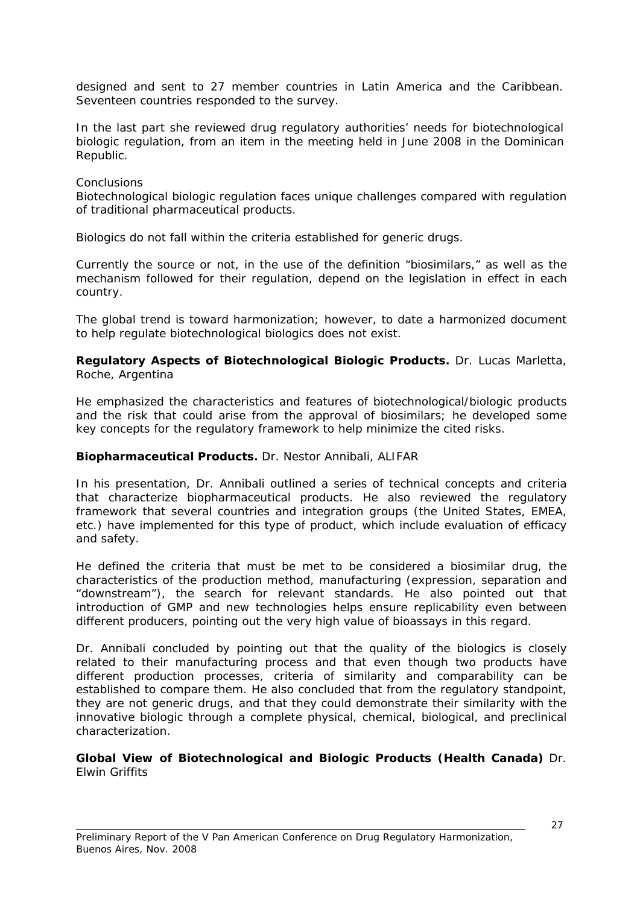designed and sent to 27 member countries in Latin America and the Caribbean. Seventeen countries responded to the survey.

In the last part she reviewed drug regulatory authorities' needs for biotechnological biologic regulation, from an item in the meeting held in June 2008 in the Dominican Republic.

Conclusions

Biotechnological biologic regulation faces unique challenges compared with regulation of traditional pharmaceutical products.

Biologics do not fall within the criteria established for generic drugs.

Currently the source or not, in the use of the definition "biosimilars," as well as the mechanism followed for their regulation, depend on the legislation in effect in each country.

The global trend is toward harmonization; however, to date a harmonized document to help regulate biotechnological biologics does not exist.

**Regulatory Aspects of Biotechnological Biologic Products.** Dr. Lucas Marletta, Roche, Argentina

He emphasized the characteristics and features of biotechnological/biologic products and the risk that could arise from the approval of biosimilars; he developed some key concepts for the regulatory framework to help minimize the cited risks.

**Biopharmaceutical Products.** Dr. Nestor Annibali, ALIFAR

In his presentation, Dr. Annibali outlined a series of technical concepts and criteria that characterize biopharmaceutical products. He also reviewed the regulatory framework that several countries and integration groups (the United States, EMEA, etc.) have implemented for this type of product, which include evaluation of efficacy and safety.

He defined the criteria that must be met to be considered a biosimilar drug, the characteristics of the production method, manufacturing (expression, separation and "downstream"), the search for relevant standards. He also pointed out that introduction of GMP and new technologies helps ensure replicability even between different producers, pointing out the very high value of bioassays in this regard.

Dr. Annibali concluded by pointing out that the quality of the biologics is closely related to their manufacturing process and that even though two products have different production processes, criteria of similarity and comparability can be established to compare them. He also concluded that from the regulatory standpoint, they are not generic drugs, and that they could demonstrate their similarity with the innovative biologic through a complete physical, chemical, biological, and preclinical characterization.

**Global View of Biotechnological and Biologic Products (Health Canada)** Dr. Elwin Griffits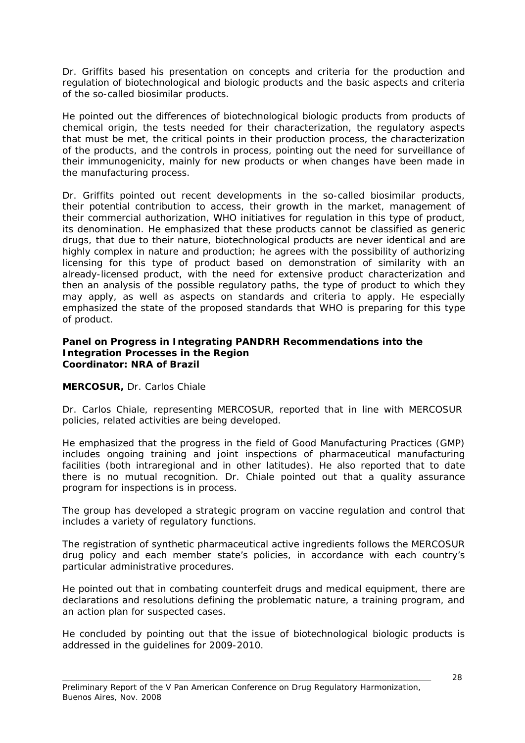Dr. Griffits based his presentation on concepts and criteria for the production and regulation of biotechnological and biologic products and the basic aspects and criteria of the so-called biosimilar products.

He pointed out the differences of biotechnological biologic products from products of chemical origin, the tests needed for their characterization, the regulatory aspects that must be met, the critical points in their production process, the characterization of the products, and the controls in process, pointing out the need for surveillance of their immunogenicity, mainly for new products or when changes have been made in the manufacturing process.

Dr. Griffits pointed out recent developments in the so-called biosimilar products, their potential contribution to access, their growth in the market, management of their commercial authorization, WHO initiatives for regulation in this type of product, its denomination. He emphasized that these products cannot be classified as generic drugs, that due to their nature, biotechnological products are never identical and are highly complex in nature and production; he agrees with the possibility of authorizing licensing for this type of product based on demonstration of similarity with an already-licensed product, with the need for extensive product characterization and then an analysis of the possible regulatory paths, the type of product to which they may apply, as well as aspects on standards and criteria to apply. He especially emphasized the state of the proposed standards that WHO is preparing for this type of product.

**Panel on Progress in Integrating PANDRH Recommendations into the Integration Processes in the Region**
**Coordinator: NRA of Brazil**

**MERCOSUR,** Dr. Carlos Chiale

Dr. Carlos Chiale, representing MERCOSUR, reported that in line with MERCOSUR policies, related activities are being developed.

He emphasized that the progress in the field of Good Manufacturing Practices (GMP) includes ongoing training and joint inspections of pharmaceutical manufacturing facilities (both intraregional and in other latitudes). He also reported that to date there is no mutual recognition. Dr. Chiale pointed out that a quality assurance program for inspections is in process.

The group has developed a strategic program on vaccine regulation and control that includes a variety of regulatory functions.

The registration of synthetic pharmaceutical active ingredients follows the MERCOSUR drug policy and each member state's policies, in accordance with each country's particular administrative procedures.

He pointed out that in combating counterfeit drugs and medical equipment, there are declarations and resolutions defining the problematic nature, a training program, and an action plan for suspected cases.

He concluded by pointing out that the issue of biotechnological biologic products is addressed in the guidelines for 2009-2010.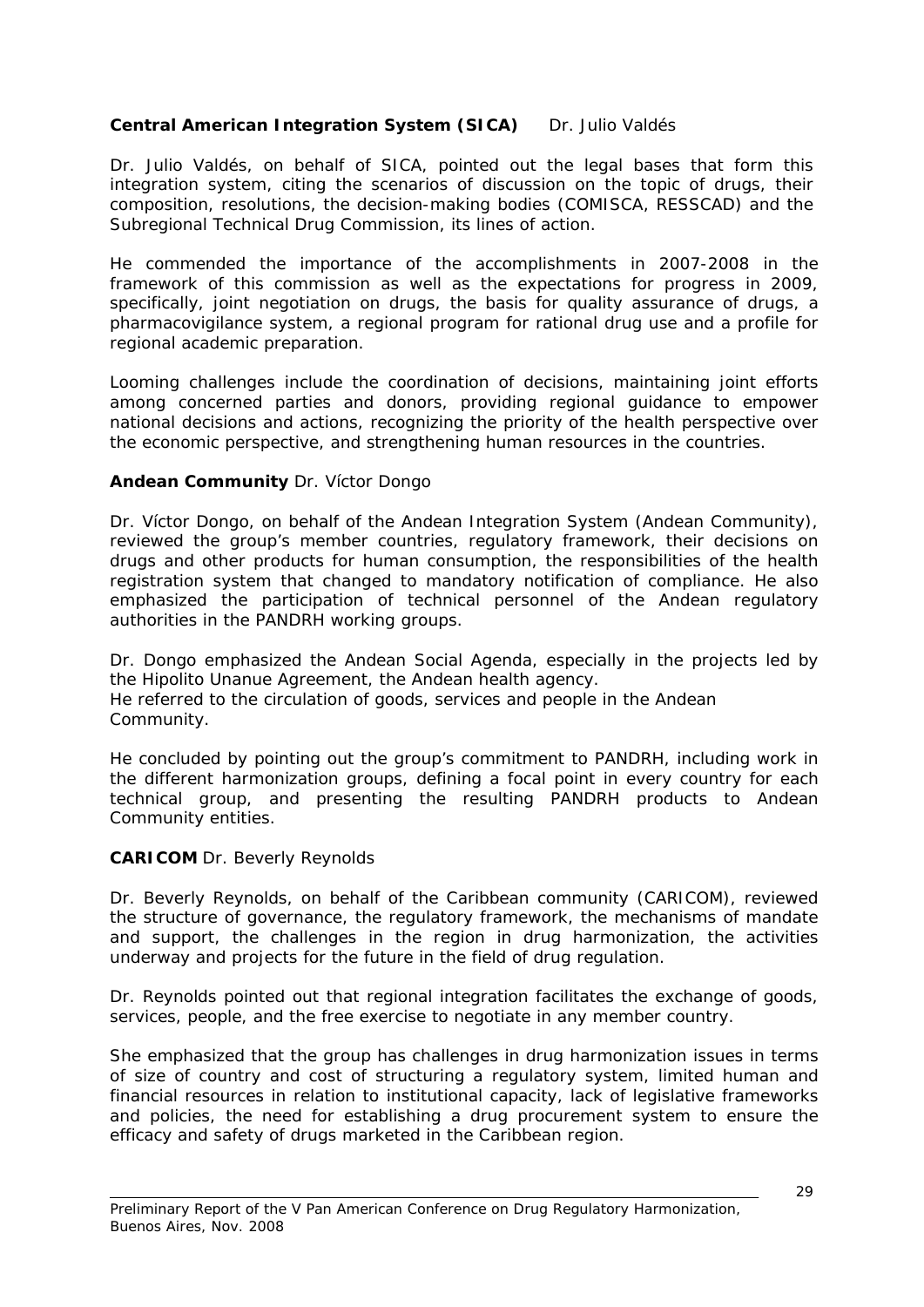**Central American Integration System (SICA)** Dr. Julio Valdés

Dr. Julio Valdés, on behalf of SICA, pointed out the legal bases that form this integration system, citing the scenarios of discussion on the topic of drugs, their composition, resolutions, the decision-making bodies (COMISCA, RESSCAD) and the Subregional Technical Drug Commission, its lines of action.

He commended the importance of the accomplishments in 2007-2008 in the framework of this commission as well as the expectations for progress in 2009, specifically, joint negotiation on drugs, the basis for quality assurance of drugs, a pharmacovigilance system, a regional program for rational drug use and a profile for regional academic preparation.

Looming challenges include the coordination of decisions, maintaining joint efforts among concerned parties and donors, providing regional guidance to empower national decisions and actions, recognizing the priority of the health perspective over the economic perspective, and strengthening human resources in the countries.

**Andean Community** Dr. Víctor Dongo

Dr. Víctor Dongo, on behalf of the Andean Integration System (Andean Community), reviewed the group's member countries, regulatory framework, their decisions on drugs and other products for human consumption, the responsibilities of the health registration system that changed to mandatory notification of compliance. He also emphasized the participation of technical personnel of the Andean regulatory authorities in the PANDRH working groups.

Dr. Dongo emphasized the Andean Social Agenda, especially in the projects led by the Hipolito Unanue Agreement, the Andean health agency.
He referred to the circulation of goods, services and people in the Andean Community.

He concluded by pointing out the group's commitment to PANDRH, including work in the different harmonization groups, defining a focal point in every country for each technical group, and presenting the resulting PANDRH products to Andean Community entities.

**CARICOM** Dr. Beverly Reynolds

Dr. Beverly Reynolds, on behalf of the Caribbean community (CARICOM), reviewed the structure of governance, the regulatory framework, the mechanisms of mandate and support, the challenges in the region in drug harmonization, the activities underway and projects for the future in the field of drug regulation.

Dr. Reynolds pointed out that regional integration facilitates the exchange of goods, services, people, and the free exercise to negotiate in any member country.

She emphasized that the group has challenges in drug harmonization issues in terms of size of country and cost of structuring a regulatory system, limited human and financial resources in relation to institutional capacity, lack of legislative frameworks and policies, the need for establishing a drug procurement system to ensure the efficacy and safety of drugs marketed in the Caribbean region.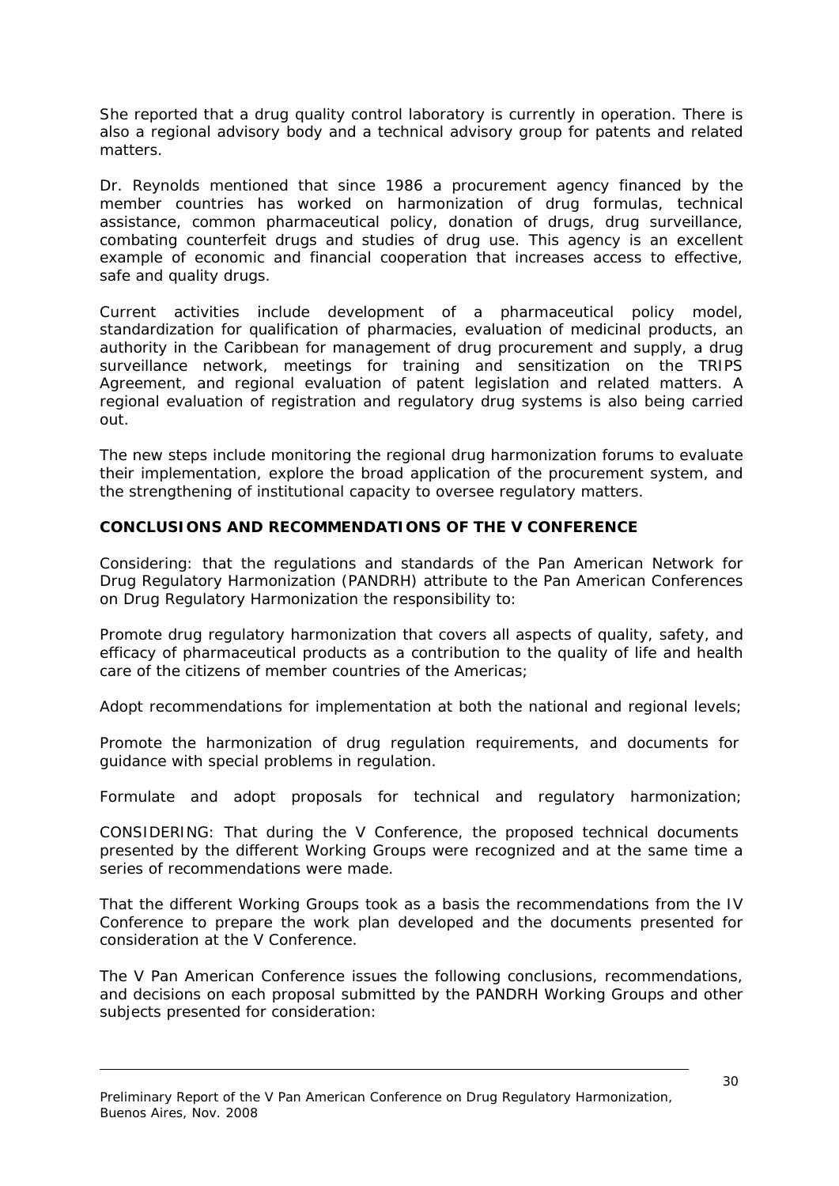She reported that a drug quality control laboratory is currently in operation. There is also a regional advisory body and a technical advisory group for patents and related matters.

Dr. Reynolds mentioned that since 1986 a procurement agency financed by the member countries has worked on harmonization of drug formulas, technical assistance, common pharmaceutical policy, donation of drugs, drug surveillance, combating counterfeit drugs and studies of drug use. This agency is an excellent example of economic and financial cooperation that increases access to effective, safe and quality drugs.

Current activities include development of a pharmaceutical policy model, standardization for qualification of pharmacies, evaluation of medicinal products, an authority in the Caribbean for management of drug procurement and supply, a drug surveillance network, meetings for training and sensitization on the TRIPS Agreement, and regional evaluation of patent legislation and related matters. A regional evaluation of registration and regulatory drug systems is also being carried out.

The new steps include monitoring the regional drug harmonization forums to evaluate their implementation, explore the broad application of the procurement system, and the strengthening of institutional capacity to oversee regulatory matters.

## CONCLUSIONS AND RECOMMENDATIONS OF THE V CONFERENCE

Considering: that the regulations and standards of the Pan American Network for Drug Regulatory Harmonization (PANDRH) attribute to the Pan American Conferences on Drug Regulatory Harmonization the responsibility to:

Promote drug regulatory harmonization that covers all aspects of quality, safety, and efficacy of pharmaceutical products as a contribution to the quality of life and health care of the citizens of member countries of the Americas;

Adopt recommendations for implementation at both the national and regional levels;

Promote the harmonization of drug regulation requirements, and documents for guidance with special problems in regulation.

Formulate and adopt proposals for technical and regulatory harmonization;

CONSIDERING: That during the V Conference, the proposed technical documents presented by the different Working Groups were recognized and at the same time a series of recommendations were made.

That the different Working Groups took as a basis the recommendations from the IV Conference to prepare the work plan developed and the documents presented for consideration at the V Conference.

The V Pan American Conference issues the following conclusions, recommendations, and decisions on each proposal submitted by the PANDRH Working Groups and other subjects presented for consideration: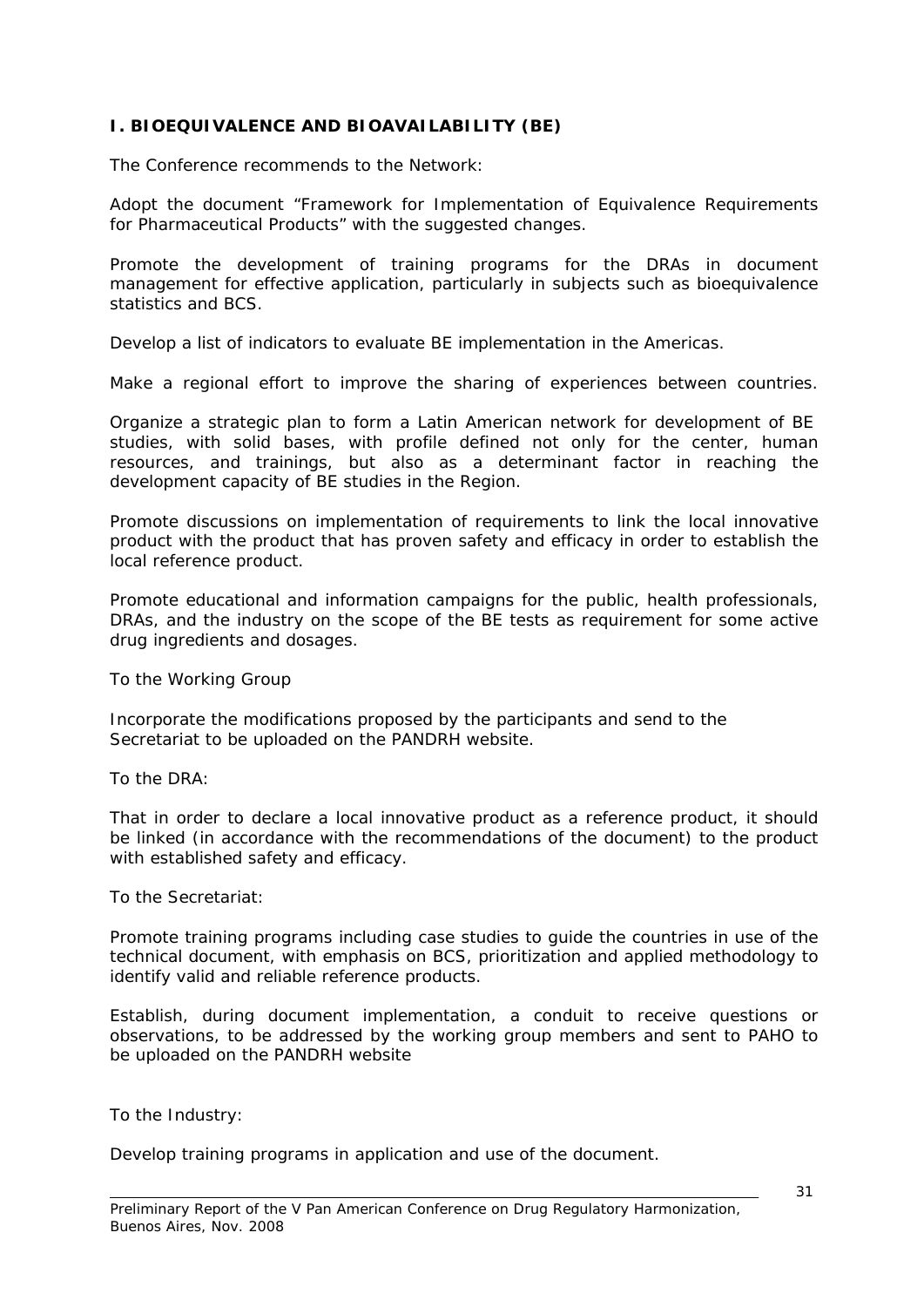## I. BIOEQUIVALENCE AND BIOAVAILABILITY (BE)

The Conference recommends to the Network:

Adopt the document "Framework for Implementation of Equivalence Requirements for Pharmaceutical Products" with the suggested changes.

Promote the development of training programs for the DRAs in document management for effective application, particularly in subjects such as bioequivalence statistics and BCS.

Develop a list of indicators to evaluate BE implementation in the Americas.

Make a regional effort to improve the sharing of experiences between countries.

Organize a strategic plan to form a Latin American network for development of BE studies, with solid bases, with profile defined not only for the center, human resources, and trainings, but also as a determinant factor in reaching the development capacity of BE studies in the Region.

Promote discussions on implementation of requirements to link the local innovative product with the product that has proven safety and efficacy in order to establish the local reference product.

Promote educational and information campaigns for the public, health professionals, DRAs, and the industry on the scope of the BE tests as requirement for some active drug ingredients and dosages.

To the Working Group

Incorporate the modifications proposed by the participants and send to the Secretariat to be uploaded on the PANDRH website.

To the DRA:

That in order to declare a local innovative product as a reference product, it should be linked (in accordance with the recommendations of the document) to the product with established safety and efficacy.

To the Secretariat:

Promote training programs including case studies to guide the countries in use of the technical document, with emphasis on BCS, prioritization and applied methodology to identify valid and reliable reference products.

Establish, during document implementation, a conduit to receive questions or observations, to be addressed by the working group members and sent to PAHO to be uploaded on the PANDRH website

To the Industry:

Develop training programs in application and use of the document.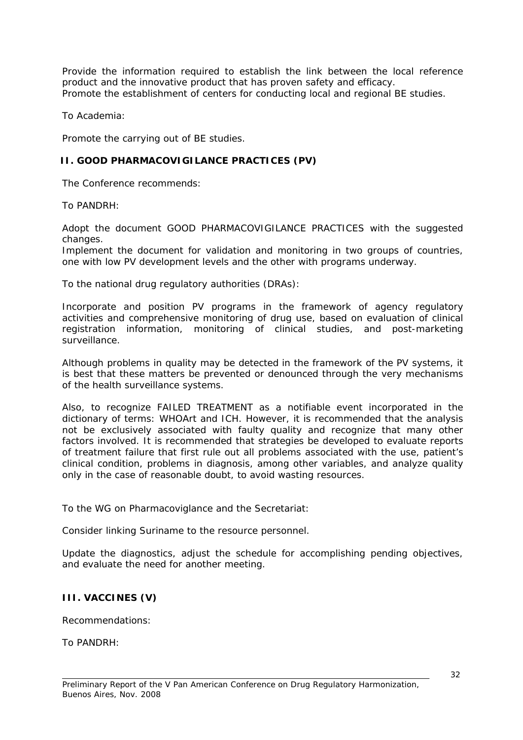Provide the information required to establish the link between the local reference product and the innovative product that has proven safety and efficacy.
Promote the establishment of centers for conducting local and regional BE studies.

To Academia:

Promote the carrying out of BE studies.

## II. GOOD PHARMACOVIGILANCE PRACTICES (PV)

The Conference recommends:

To PANDRH:

Adopt the document GOOD PHARMACOVIGILANCE PRACTICES with the suggested changes.
Implement the document for validation and monitoring in two groups of countries, one with low PV development levels and the other with programs underway.

To the national drug regulatory authorities (DRAs):

Incorporate and position PV programs in the framework of agency regulatory activities and comprehensive monitoring of drug use, based on evaluation of clinical registration information, monitoring of clinical studies, and post-marketing surveillance.

Although problems in quality may be detected in the framework of the PV systems, it is best that these matters be prevented or denounced through the very mechanisms of the health surveillance systems.

Also, to recognize FAILED TREATMENT as a notifiable event incorporated in the dictionary of terms: WHOArt and ICH. However, it is recommended that the analysis not be exclusively associated with faulty quality and recognize that many other factors involved. It is recommended that strategies be developed to evaluate reports of treatment failure that first rule out all problems associated with the use, patient's clinical condition, problems in diagnosis, among other variables, and analyze quality only in the case of reasonable doubt, to avoid wasting resources.

To the WG on Pharmacoviglance and the Secretariat:

Consider linking Suriname to the resource personnel.

Update the diagnostics, adjust the schedule for accomplishing pending objectives, and evaluate the need for another meeting.

## III. VACCINES (V)

Recommendations:

To PANDRH: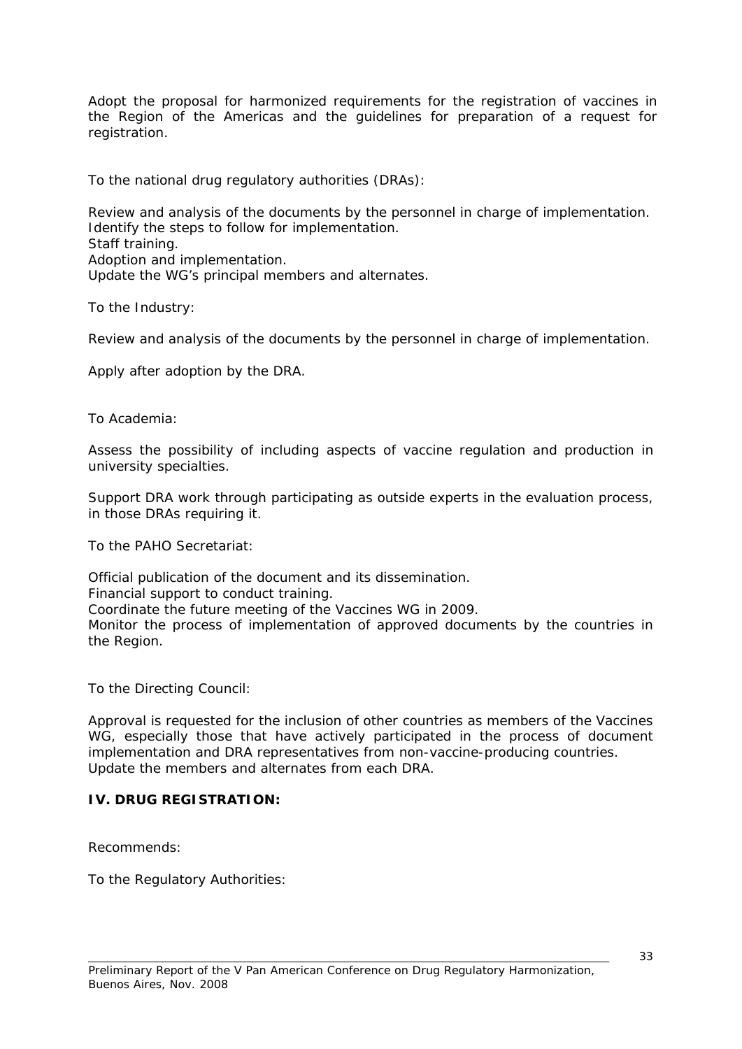Adopt the proposal for harmonized requirements for the registration of vaccines in the Region of the Americas and the guidelines for preparation of a request for registration.

To the national drug regulatory authorities (DRAs):

Review and analysis of the documents by the personnel in charge of implementation.
Identify the steps to follow for implementation.
Staff training.
Adoption and implementation.
Update the WG's principal members and alternates.

To the Industry:

Review and analysis of the documents by the personnel in charge of implementation.

Apply after adoption by the DRA.

To Academia:

Assess the possibility of including aspects of vaccine regulation and production in university specialties.

Support DRA work through participating as outside experts in the evaluation process, in those DRAs requiring it.

To the PAHO Secretariat:

Official publication of the document and its dissemination.
Financial support to conduct training.
Coordinate the future meeting of the Vaccines WG in 2009.
Monitor the process of implementation of approved documents by the countries in the Region.

To the Directing Council:

Approval is requested for the inclusion of other countries as members of the Vaccines WG, especially those that have actively participated in the process of document implementation and DRA representatives from non-vaccine-producing countries.
Update the members and alternates from each DRA.

**IV. DRUG REGISTRATION:**

Recommends:

To the Regulatory Authorities: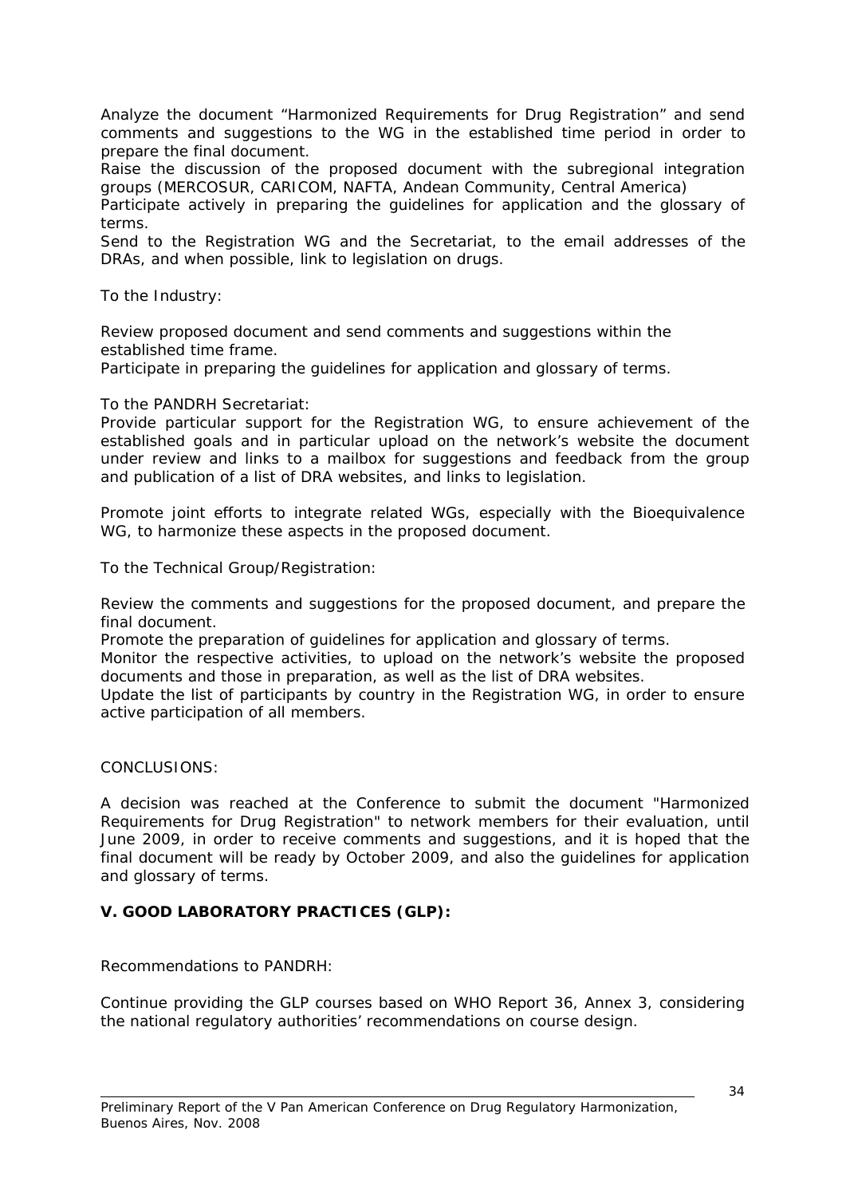Analyze the document "Harmonized Requirements for Drug Registration" and send comments and suggestions to the WG in the established time period in order to prepare the final document.

Raise the discussion of the proposed document with the subregional integration groups (MERCOSUR, CARICOM, NAFTA, Andean Community, Central America)

Participate actively in preparing the guidelines for application and the glossary of terms.

Send to the Registration WG and the Secretariat, to the email addresses of the DRAs, and when possible, link to legislation on drugs.

To the Industry:

Review proposed document and send comments and suggestions within the established time frame.

Participate in preparing the guidelines for application and glossary of terms.

To the PANDRH Secretariat:

Provide particular support for the Registration WG, to ensure achievement of the established goals and in particular upload on the network's website the document under review and links to a mailbox for suggestions and feedback from the group and publication of a list of DRA websites, and links to legislation.

Promote joint efforts to integrate related WGs, especially with the Bioequivalence WG, to harmonize these aspects in the proposed document.

To the Technical Group/Registration:

Review the comments and suggestions for the proposed document, and prepare the final document.

Promote the preparation of guidelines for application and glossary of terms.

Monitor the respective activities, to upload on the network's website the proposed documents and those in preparation, as well as the list of DRA websites.

Update the list of participants by country in the Registration WG, in order to ensure active participation of all members.

CONCLUSIONS:

A decision was reached at the Conference to submit the document "Harmonized Requirements for Drug Registration" to network members for their evaluation, until June 2009, in order to receive comments and suggestions, and it is hoped that the final document will be ready by October 2009, and also the guidelines for application and glossary of terms.

## V. GOOD LABORATORY PRACTICES (GLP):

Recommendations to PANDRH:

Continue providing the GLP courses based on WHO Report 36, Annex 3, considering the national regulatory authorities' recommendations on course design.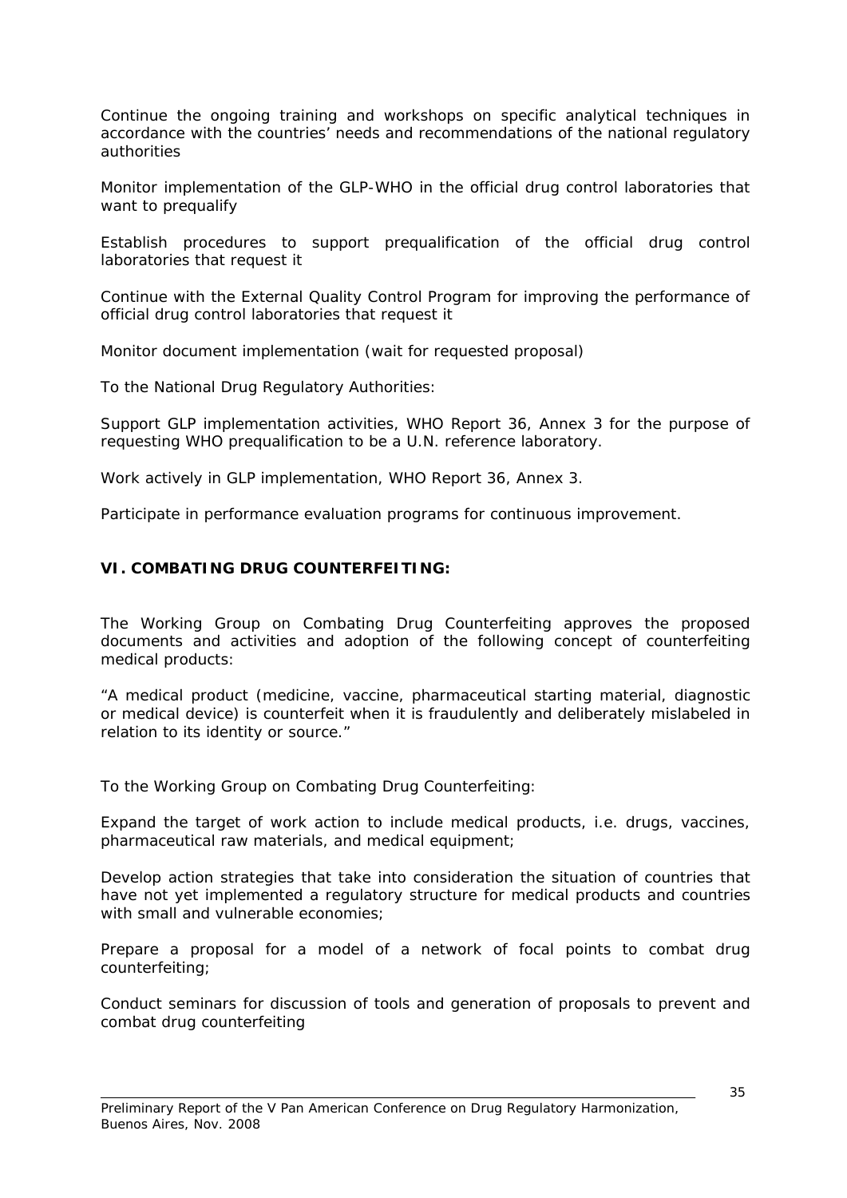Continue the ongoing training and workshops on specific analytical techniques in accordance with the countries' needs and recommendations of the national regulatory authorities

Monitor implementation of the GLP-WHO in the official drug control laboratories that want to prequalify

Establish procedures to support prequalification of the official drug control laboratories that request it

Continue with the External Quality Control Program for improving the performance of official drug control laboratories that request it

Monitor document implementation (wait for requested proposal)

To the National Drug Regulatory Authorities:

Support GLP implementation activities, WHO Report 36, Annex 3 for the purpose of requesting WHO prequalification to be a U.N. reference laboratory.

Work actively in GLP implementation, WHO Report 36, Annex 3.

Participate in performance evaluation programs for continuous improvement.

## VI. COMBATING DRUG COUNTERFEITING:

The Working Group on Combating Drug Counterfeiting approves the proposed documents and activities and adoption of the following concept of counterfeiting medical products:

"A medical product (medicine, vaccine, pharmaceutical starting material, diagnostic or medical device) is counterfeit when it is fraudulently and deliberately mislabeled in relation to its identity or source."

To the Working Group on Combating Drug Counterfeiting:

Expand the target of work action to include medical products, i.e. drugs, vaccines, pharmaceutical raw materials, and medical equipment;

Develop action strategies that take into consideration the situation of countries that have not yet implemented a regulatory structure for medical products and countries with small and vulnerable economies;

Prepare a proposal for a model of a network of focal points to combat drug counterfeiting;

Conduct seminars for discussion of tools and generation of proposals to prevent and combat drug counterfeiting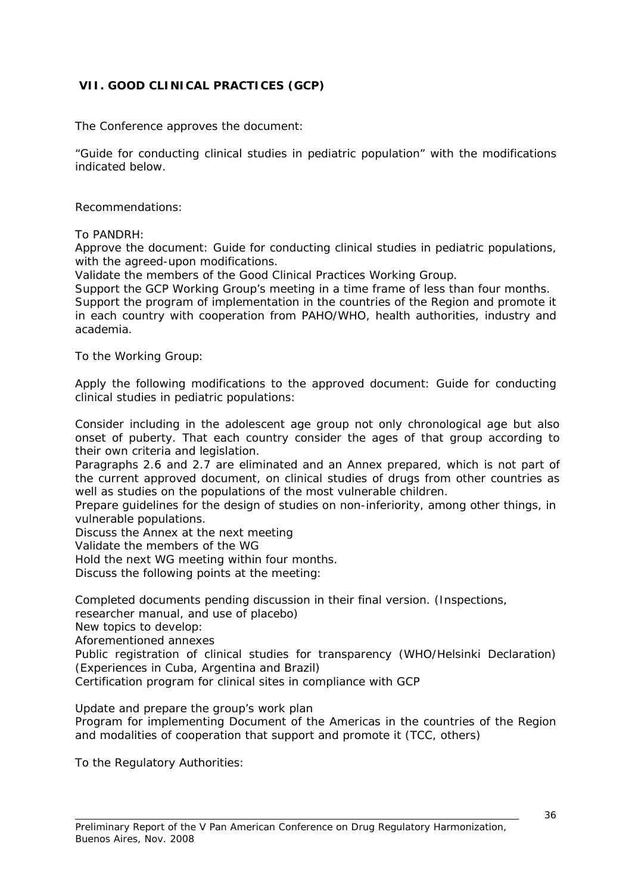## VII. GOOD CLINICAL PRACTICES (GCP)

*The Conference approves the document:*

*"Guide for conducting clinical studies in pediatric population" with the modifications indicated below.*

*Recommendations:*

*To PANDRH:*

*Approve the document: Guide for conducting clinical studies in pediatric populations, with the agreed-upon modifications.*

*Validate the members of the Good Clinical Practices Working Group.*

*Support the GCP Working Group's meeting in a time frame of less than four months.*

*Support the program of implementation in the countries of the Region and promote it in each country with cooperation from PAHO/WHO, health authorities, industry and academia.*

*To the Working Group:*

*Apply the following modifications to the approved document: Guide for conducting clinical studies in pediatric populations:*

*Consider including in the adolescent age group not only chronological age but also onset of puberty. That each country consider the ages of that group according to their own criteria and legislation.*

*Paragraphs 2.6 and 2.7 are eliminated and an Annex prepared, which is not part of the current approved document, on clinical studies of drugs from other countries as well as studies on the populations of the most vulnerable children.*

*Prepare guidelines for the design of studies on non-inferiority, among other things, in vulnerable populations.*

*Discuss the Annex at the next meeting*

*Validate the members of the WG*

*Hold the next WG meeting within four months.*

*Discuss the following points at the meeting:*

*Completed documents pending discussion in their final version. (Inspections, researcher manual, and use of placebo)*

*New topics to develop:*

*Aforementioned annexes*

*Public registration of clinical studies for transparency (WHO/Helsinki Declaration) (Experiences in Cuba, Argentina and Brazil)*

*Certification program for clinical sites in compliance with GCP*

*Update and prepare the group's work plan*

*Program for implementing Document of the Americas in the countries of the Region and modalities of cooperation that support and promote it (TCC, others)*

*To the Regulatory Authorities:*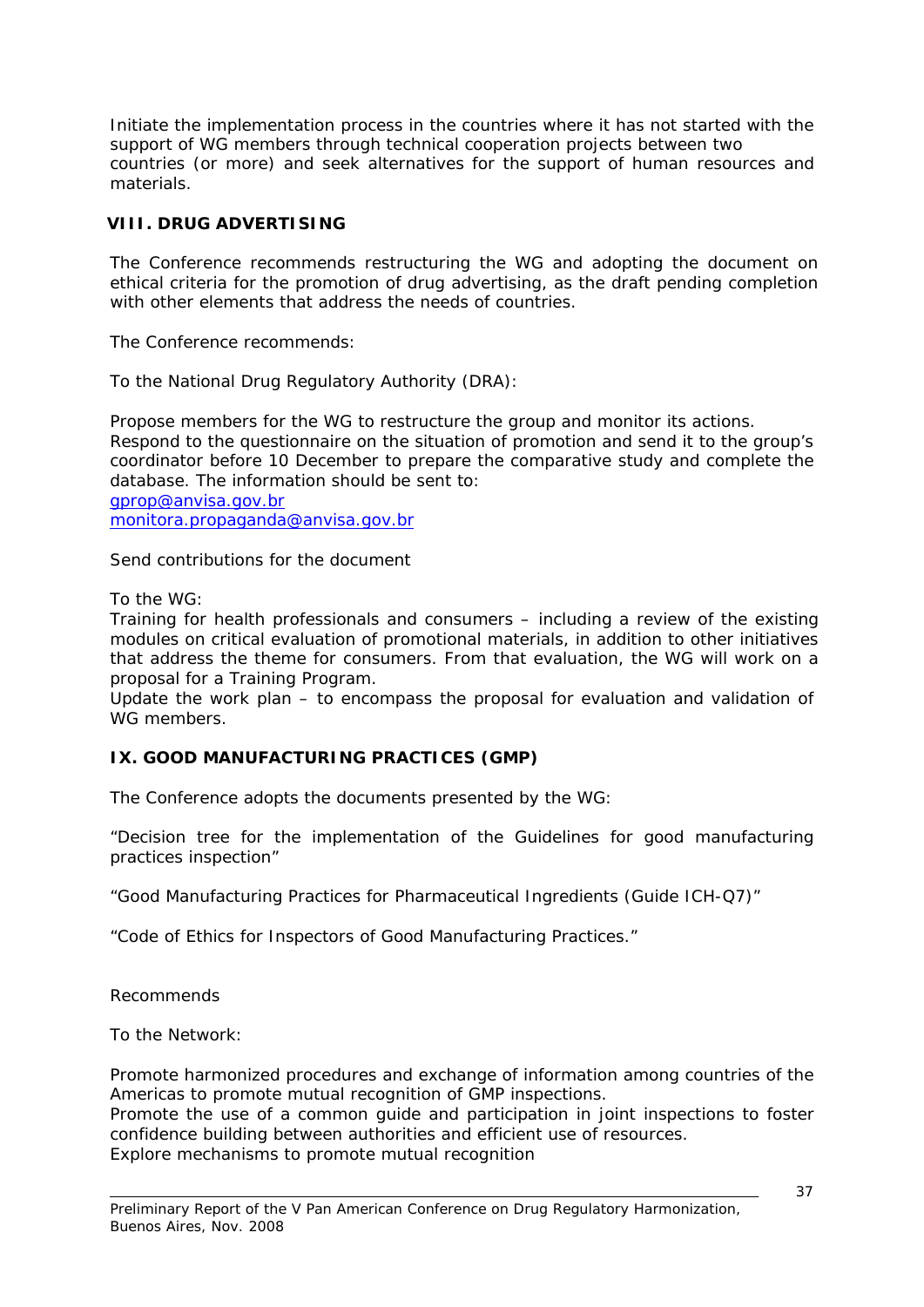Initiate the implementation process in the countries where it has not started with the support of WG members through technical cooperation projects between two countries (or more) and seek alternatives for the support of human resources and materials.

## VIII. DRUG ADVERTISING

The Conference recommends restructuring the WG and adopting the document on ethical criteria for the promotion of drug advertising, as the draft pending completion with other elements that address the needs of countries.

The Conference recommends:

To the National Drug Regulatory Authority (DRA):

Propose members for the WG to restructure the group and monitor its actions.
Respond to the questionnaire on the situation of promotion and send it to the group's coordinator before 10 December to prepare the comparative study and complete the database. The information should be sent to:
gprop@anvisa.gov.br
monitora.propaganda@anvisa.gov.br

Send contributions for the document

To the WG:
Training for health professionals and consumers – including a review of the existing modules on critical evaluation of promotional materials, in addition to other initiatives that address the theme for consumers. From that evaluation, the WG will work on a proposal for a Training Program.
Update the work plan – to encompass the proposal for evaluation and validation of WG members.

## IX. GOOD MANUFACTURING PRACTICES (GMP)

The Conference adopts the documents presented by the WG:

"Decision tree for the implementation of the Guidelines for good manufacturing practices inspection"

"Good Manufacturing Practices for Pharmaceutical Ingredients (Guide ICH-Q7)"

"Code of Ethics for Inspectors of Good Manufacturing Practices."

Recommends

To the Network:

Promote harmonized procedures and exchange of information among countries of the Americas to promote mutual recognition of GMP inspections.
Promote the use of a common guide and participation in joint inspections to foster confidence building between authorities and efficient use of resources.
Explore mechanisms to promote mutual recognition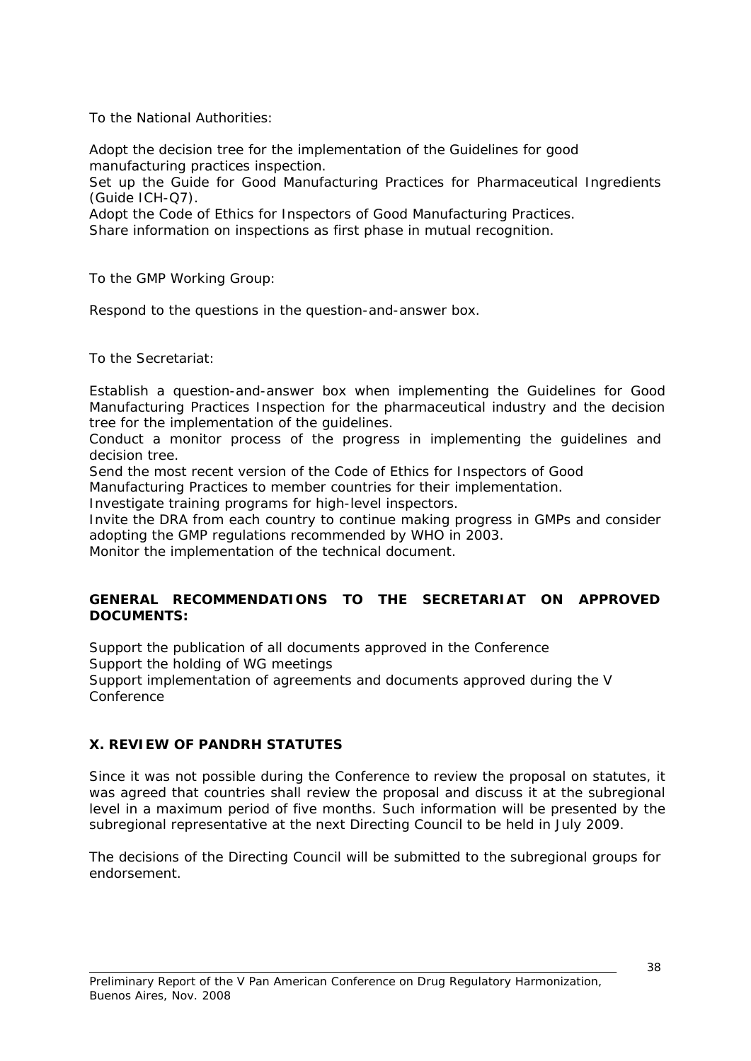To the National Authorities:

Adopt the decision tree for the implementation of the Guidelines for good manufacturing practices inspection.
Set up the Guide for Good Manufacturing Practices for Pharmaceutical Ingredients (Guide ICH-Q7).
Adopt the Code of Ethics for Inspectors of Good Manufacturing Practices.
Share information on inspections as first phase in mutual recognition.

To the GMP Working Group:

Respond to the questions in the question-and-answer box.

To the Secretariat:

Establish a question-and-answer box when implementing the Guidelines for Good Manufacturing Practices Inspection for the pharmaceutical industry and the decision tree for the implementation of the guidelines.
Conduct a monitor process of the progress in implementing the guidelines and decision tree.
Send the most recent version of the Code of Ethics for Inspectors of Good Manufacturing Practices to member countries for their implementation.
Investigate training programs for high-level inspectors.
Invite the DRA from each country to continue making progress in GMPs and consider adopting the GMP regulations recommended by WHO in 2003.
Monitor the implementation of the technical document.

**GENERAL RECOMMENDATIONS TO THE SECRETARIAT ON APPROVED DOCUMENTS:**

Support the publication of all documents approved in the Conference
Support the holding of WG meetings
Support implementation of agreements and documents approved during the V Conference

## X. REVIEW OF PANDRH STATUTES

Since it was not possible during the Conference to review the proposal on statutes, it was agreed that countries shall review the proposal and discuss it at the subregional level in a maximum period of five months. Such information will be presented by the subregional representative at the next Directing Council to be held in July 2009.

The decisions of the Directing Council will be submitted to the subregional groups for endorsement.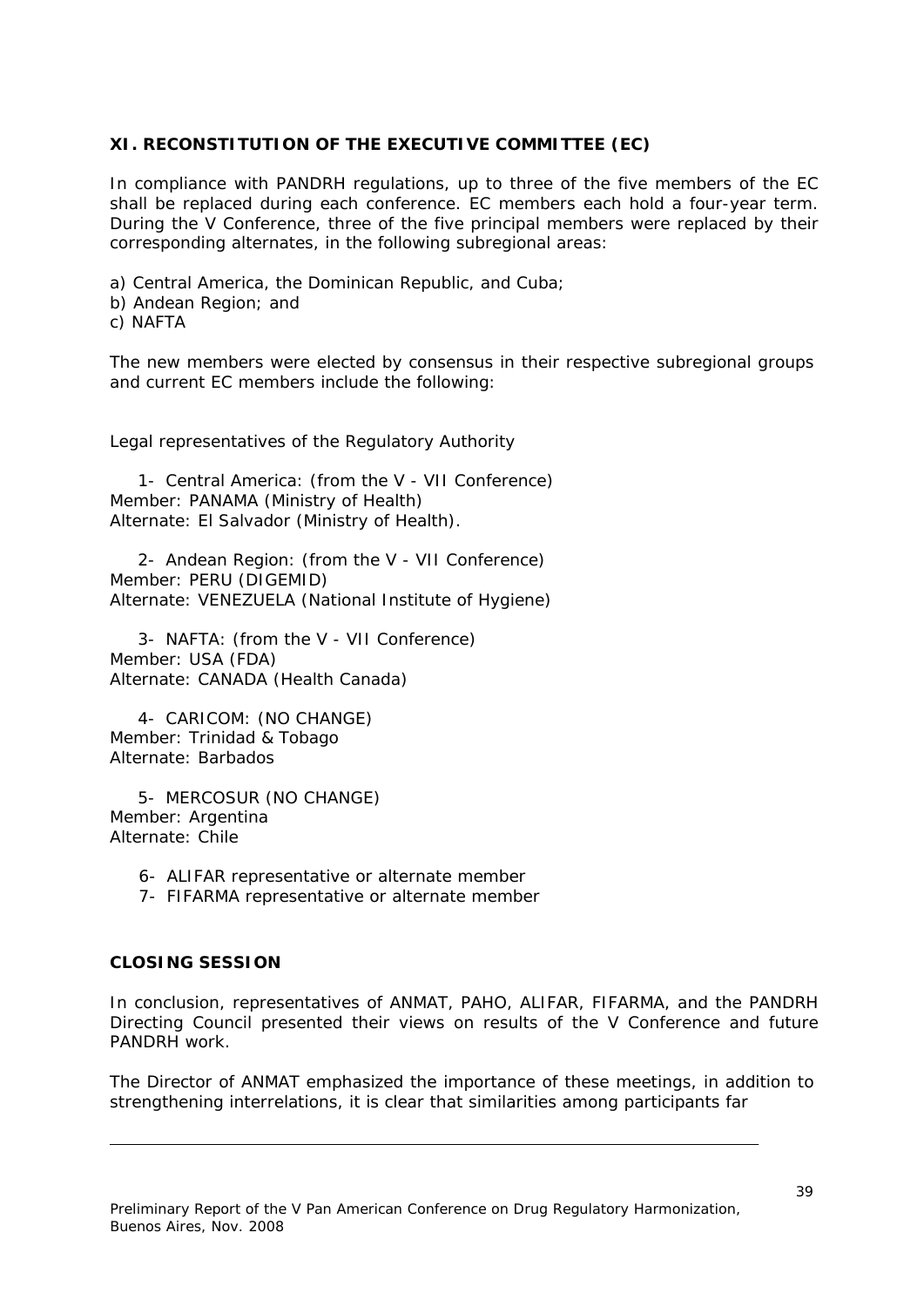## XI. RECONSTITUTION OF THE EXECUTIVE COMMITTEE (EC)

In compliance with PANDRH regulations, up to three of the five members of the EC shall be replaced during each conference. EC members each hold a four-year term. During the V Conference, three of the five principal members were replaced by their corresponding alternates, in the following subregional areas:

a) Central America, the Dominican Republic, and Cuba;
b) Andean Region; and
c) NAFTA

The new members were elected by consensus in their respective subregional groups and current EC members include the following:

Legal representatives of the Regulatory Authority

1- Central America: (from the V - VII Conference)
Member: PANAMA (Ministry of Health)
Alternate: El Salvador (Ministry of Health).

2- Andean Region: (from the V - VII Conference)
Member: PERU (DIGEMID)
Alternate: VENEZUELA (National Institute of Hygiene)

3- NAFTA: (from the V - VII Conference)
Member: USA (FDA)
Alternate: CANADA (Health Canada)

4- CARICOM: (NO CHANGE)
Member: Trinidad & Tobago
Alternate: Barbados

5- MERCOSUR (NO CHANGE)
Member: Argentina
Alternate: Chile

6- ALIFAR representative or alternate member
7- FIFARMA representative or alternate member

## CLOSING SESSION

In conclusion, representatives of ANMAT, PAHO, ALIFAR, FIFARMA, and the PANDRH Directing Council presented their views on results of the V Conference and future PANDRH work.

The Director of ANMAT emphasized the importance of these meetings, in addition to strengthening interrelations, it is clear that similarities among participants far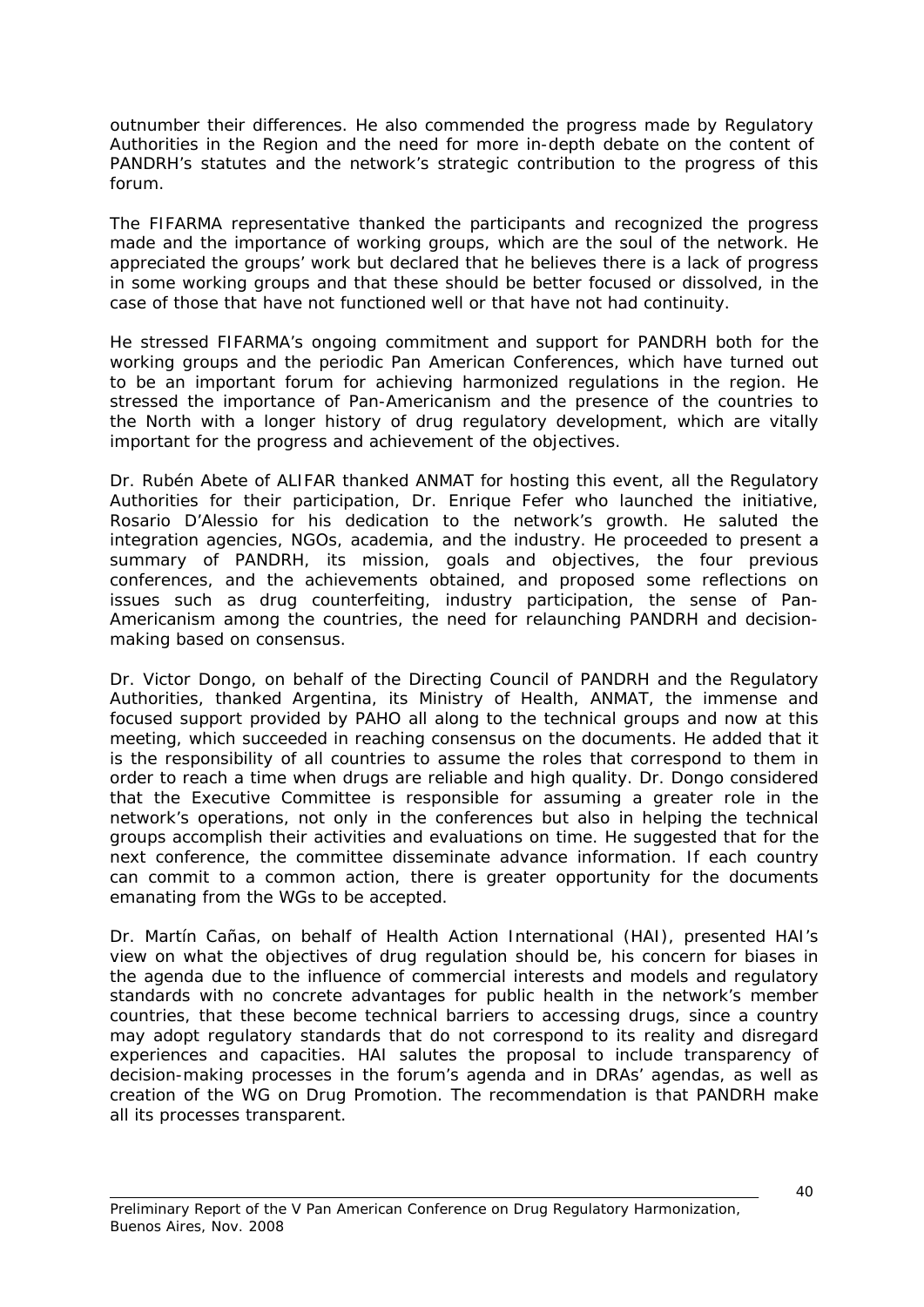outnumber their differences. He also commended the progress made by Regulatory Authorities in the Region and the need for more in-depth debate on the content of PANDRH's statutes and the network's strategic contribution to the progress of this forum.

The FIFARMA representative thanked the participants and recognized the progress made and the importance of working groups, which are the soul of the network. He appreciated the groups' work but declared that he believes there is a lack of progress in some working groups and that these should be better focused or dissolved, in the case of those that have not functioned well or that have not had continuity.

He stressed FIFARMA's ongoing commitment and support for PANDRH both for the working groups and the periodic Pan American Conferences, which have turned out to be an important forum for achieving harmonized regulations in the region. He stressed the importance of Pan-Americanism and the presence of the countries to the North with a longer history of drug regulatory development, which are vitally important for the progress and achievement of the objectives.

Dr. Rubén Abete of ALIFAR thanked ANMAT for hosting this event, all the Regulatory Authorities for their participation, Dr. Enrique Fefer who launched the initiative, Rosario D'Alessio for his dedication to the network's growth. He saluted the integration agencies, NGOs, academia, and the industry. He proceeded to present a summary of PANDRH, its mission, goals and objectives, the four previous conferences, and the achievements obtained, and proposed some reflections on issues such as drug counterfeiting, industry participation, the sense of Pan-Americanism among the countries, the need for relaunching PANDRH and decision-making based on consensus.

Dr. Victor Dongo, on behalf of the Directing Council of PANDRH and the Regulatory Authorities, thanked Argentina, its Ministry of Health, ANMAT, the immense and focused support provided by PAHO all along to the technical groups and now at this meeting, which succeeded in reaching consensus on the documents. He added that it is the responsibility of all countries to assume the roles that correspond to them in order to reach a time when drugs are reliable and high quality. Dr. Dongo considered that the Executive Committee is responsible for assuming a greater role in the network's operations, not only in the conferences but also in helping the technical groups accomplish their activities and evaluations on time. He suggested that for the next conference, the committee disseminate advance information. If each country can commit to a common action, there is greater opportunity for the documents emanating from the WGs to be accepted.

Dr. Martín Cañas, on behalf of Health Action International (HAI), presented HAI's view on what the objectives of drug regulation should be, his concern for biases in the agenda due to the influence of commercial interests and models and regulatory standards with no concrete advantages for public health in the network's member countries, that these become technical barriers to accessing drugs, since a country may adopt regulatory standards that do not correspond to its reality and disregard experiences and capacities. HAI salutes the proposal to include transparency of decision-making processes in the forum's agenda and in DRAs' agendas, as well as creation of the WG on Drug Promotion. The recommendation is that PANDRH make all its processes transparent.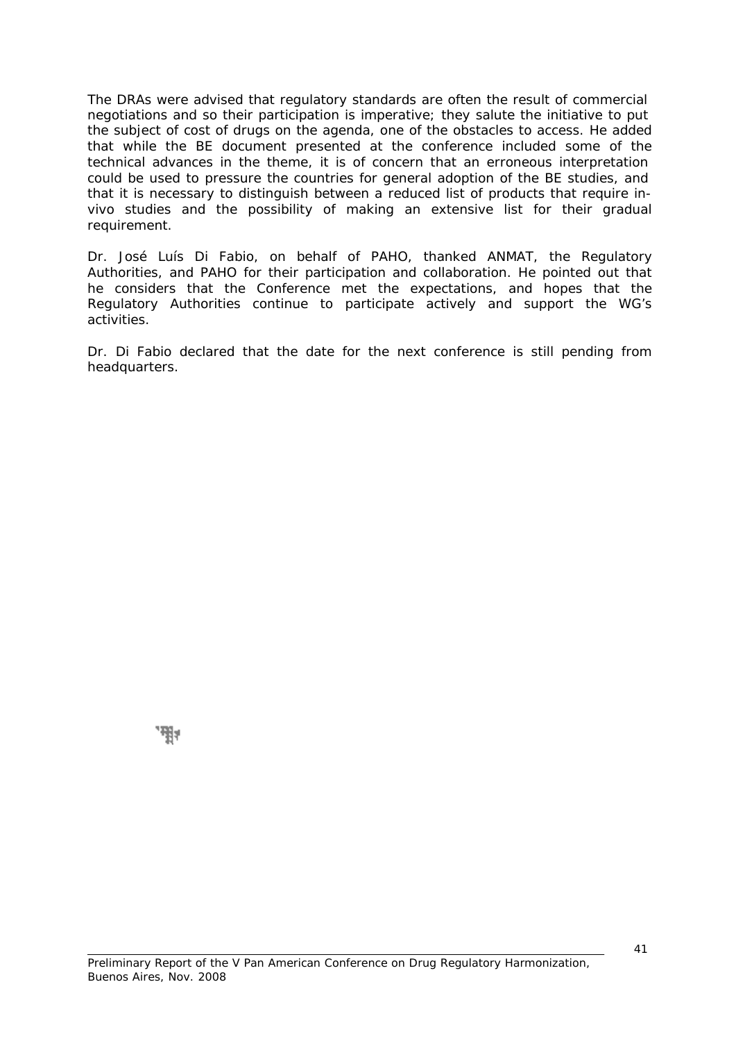The DRAs were advised that regulatory standards are often the result of commercial negotiations and so their participation is imperative; they salute the initiative to put the subject of cost of drugs on the agenda, one of the obstacles to access. He added that while the BE document presented at the conference included some of the technical advances in the theme, it is of concern that an erroneous interpretation could be used to pressure the countries for general adoption of the BE studies, and that it is necessary to distinguish between a reduced list of products that require in-vivo studies and the possibility of making an extensive list for their gradual requirement.

Dr. José Luís Di Fabio, on behalf of PAHO, thanked ANMAT, the Regulatory Authorities, and PAHO for their participation and collaboration. He pointed out that he considers that the Conference met the expectations, and hopes that the Regulatory Authorities continue to participate actively and support the WG's activities.

Dr. Di Fabio declared that the date for the next conference is still pending from headquarters.